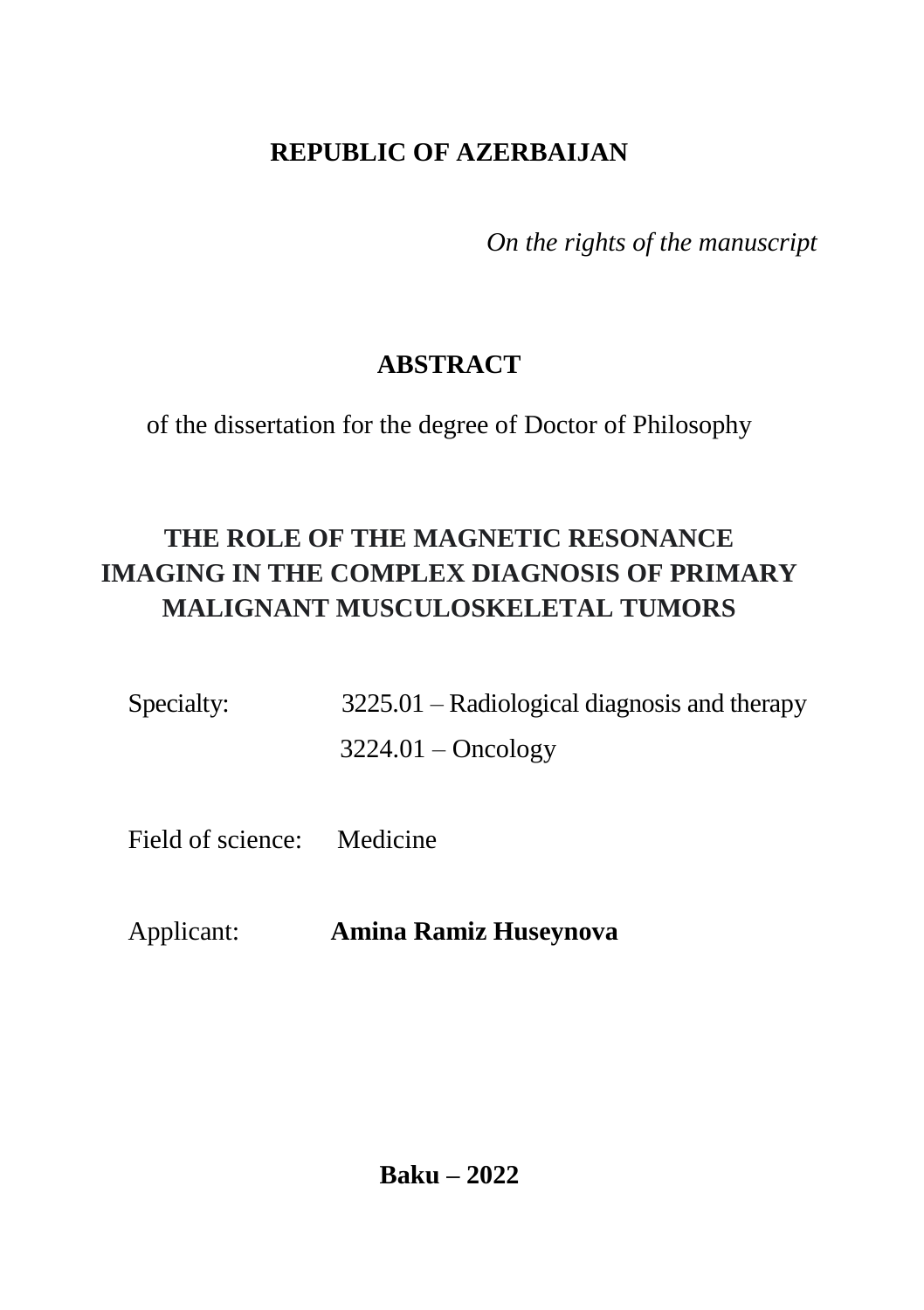**REPUBLIC OF AZERBAIJAN**

*On the rights of the manuscript*

# ABSTRACT

of the dissertation for the degree of Doctor of Philosophy

# THE ROLE OF THE MAGNETIC RESONANCE IMAGING IN THE COMPLEX DIAGNOSIS OF PRIMARY MALIGNANT MUSCULOSKELETAL TUMORS

Specialty: 3225.01 – Radiological diagnosis and therapy
3224.01 – Oncology

Field of science: Medicine

Applicant: **Amina Ramiz Huseynova**

**Baku – 2022**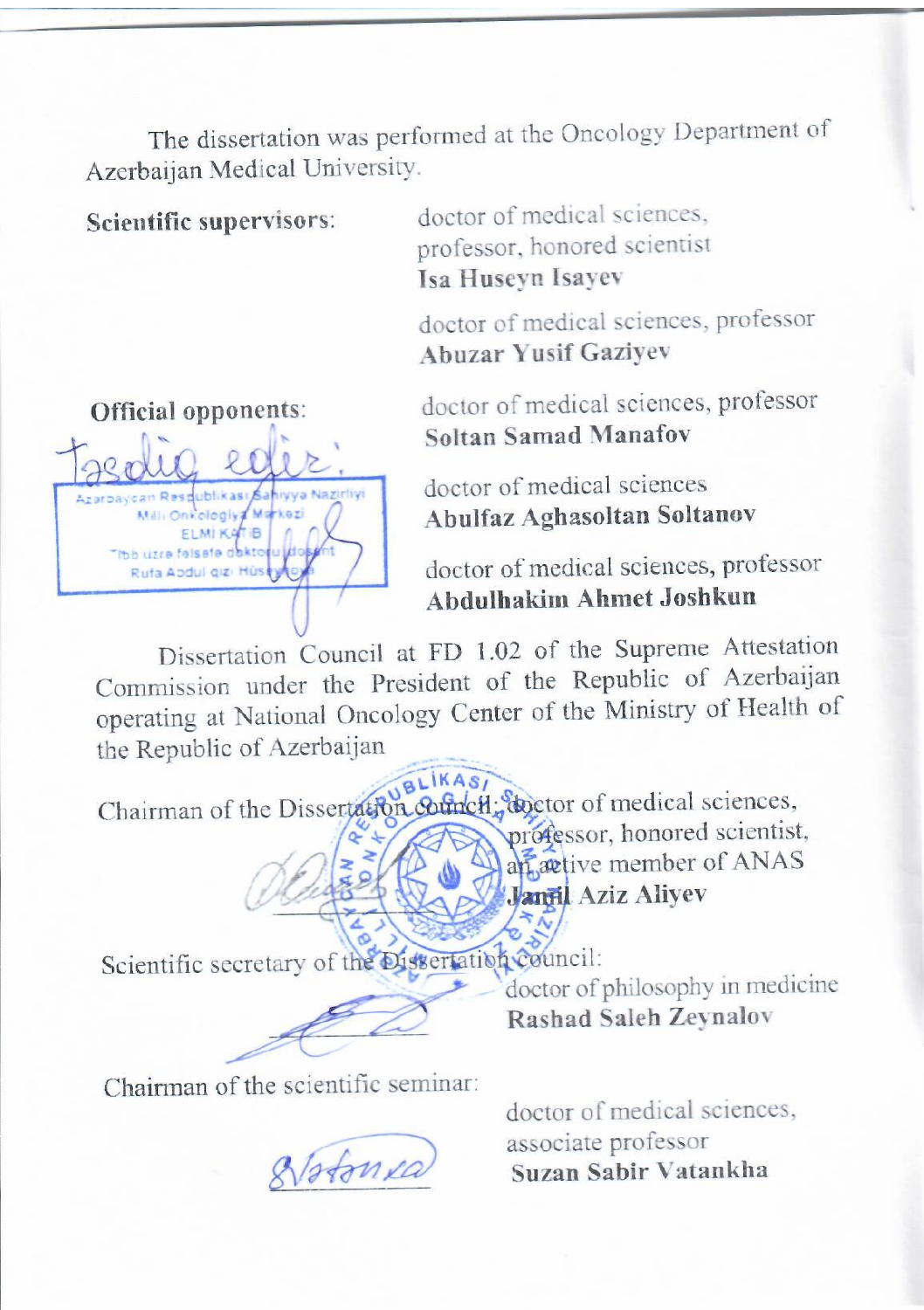The dissertation was performed at the Oncology Department of Azerbaijan Medical University.

**Scientific supervisors:**

doctor of medical sciences, professor, honored scientist
**Isa Huseyn Isayev**

doctor of medical sciences, professor
**Abuzar Yusif Gaziyev**

**Official opponents:**

doctor of medical sciences, professor
**Soltan Samad Manafov**

doctor of medical sciences
**Abulfaz Aghasoltan Soltanov**

doctor of medical sciences, professor
**Abdulhakim Ahmet Joshkun**

Dissertation Council at FD 1.02 of the Supreme Attestation Commission under the President of the Republic of Azerbaijan operating at National Oncology Center of the Ministry of Health of the Republic of Azerbaijan

Chairman of the Dissertation council: doctor of medical sciences, professor, honored scientist, an active member of ANAS
**Jamil Aziz Aliyev**

Scientific secretary of the Dissertation council:
doctor of philosophy in medicine
**Rashad Saleh Zeynalov**

Chairman of the scientific seminar:
doctor of medical sciences, associate professor
**Suzan Sabir Vatankha**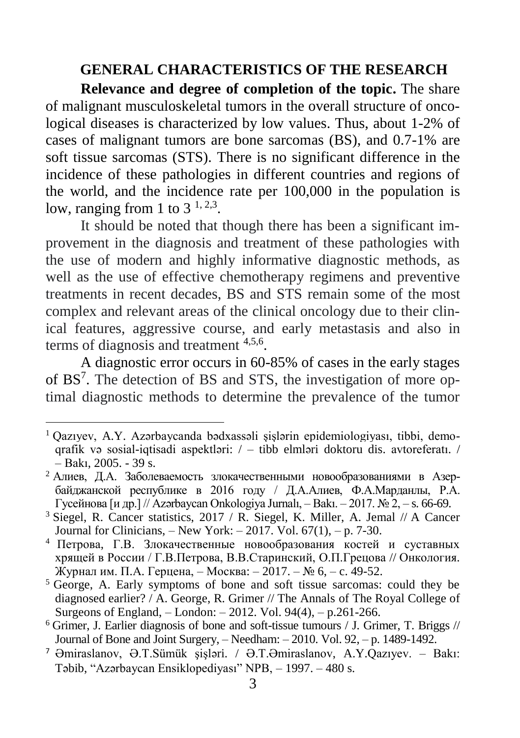## GENERAL CHARACTERISTICS OF THE RESEARCH

**Relevance and degree of completion of the topic.** The share of malignant musculoskeletal tumors in the overall structure of oncological diseases is characterized by low values. Thus, about 1-2% of cases of malignant tumors are bone sarcomas (BS), and 0.7-1% are soft tissue sarcomas (STS). There is no significant difference in the incidence of these pathologies in different countries and regions of the world, and the incidence rate per 100,000 in the population is low, ranging from 1 to 3 [1, 2,3].

It should be noted that though there has been a significant improvement in the diagnosis and treatment of these pathologies with the use of modern and highly informative diagnostic methods, as well as the use of effective chemotherapy regimens and preventive treatments in recent decades, BS and STS remain some of the most complex and relevant areas of the clinical oncology due to their clinical features, aggressive course, and early metastasis and also in terms of diagnosis and treatment [4,5,6].

A diagnostic error occurs in 60-85% of cases in the early stages of BS[7]. The detection of BS and STS, the investigation of more optimal diagnostic methods to determine the prevalence of the tumor

---

[1] Qazıyev, A.Y. Azərbaycanda bədxassəli şişlərin epidemiologiyası, tibbi, demoqrafik və sosial-iqtisadi aspektləri: / – tibb elmləri doktoru dis. avtoreferatı. / – Bakı, 2005. - 39 s.

[2] Алиев, Д.А. Заболеваемость злокачественными новообразованиями в Азербайджанской республике в 2016 году / Д.А.Алиев, Ф.А.Марданлы, Р.А. Гусейнова [и др.] // Azərbaycan Onkologiya Jurnalı, – Bakı. – 2017. № 2, – s. 66-69.

[3] Siegel, R. Cancer statistics, 2017 / R. Siegel, K. Miller, A. Jemal // A Cancer Journal for Clinicians, – New York: – 2017. Vol. 67(1), – p. 7-30.

[4] Петрова, Г.В. Злокачественные новообразования костей и суставных хрящей в России / Г.В.Петрова, В.В.Старинский, О.П.Грецова // Онкология. Журнал им. П.А. Герцена, – Москва: – 2017. – № 6, – с. 49-52.

[5] George, A. Early symptoms of bone and soft tissue sarcomas: could they be diagnosed earlier? / A. George, R. Grimer // The Annals of The Royal College of Surgeons of England, – London: – 2012. Vol. 94(4), – p.261-266.

[6] Grimer, J. Earlier diagnosis of bone and soft-tissue tumours / J. Grimer, T. Briggs // Journal of Bone and Joint Surgery, – Needham: – 2010. Vol. 92, – p. 1489-1492.

[7] Əmiraslanov, Ə.T.Sümük şişləri. / Ə.T.Əmiraslanov, A.Y.Qazıyev. – Bakı: Təbib, "Azərbaycan Ensiklopediyası" NPB, – 1997. – 480 s.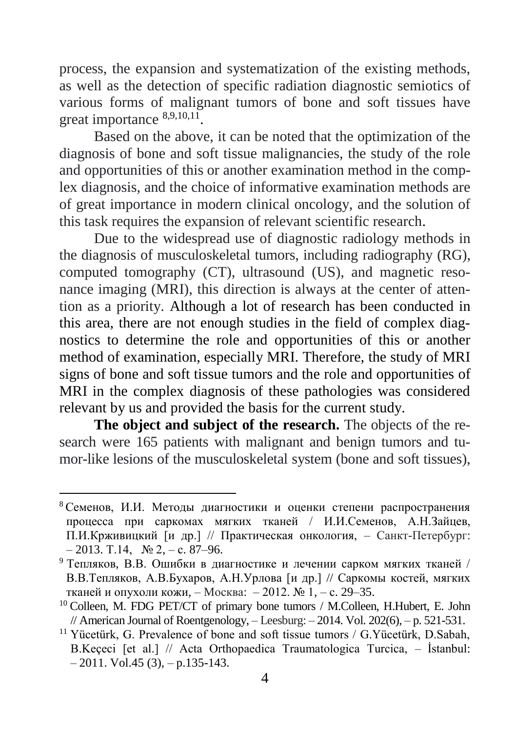process, the expansion and systematization of the existing methods, as well as the detection of specific radiation diagnostic semiotics of various forms of malignant tumors of bone and soft tissues have great importance [8,9,10,11].

Based on the above, it can be noted that the optimization of the diagnosis of bone and soft tissue malignancies, the study of the role and opportunities of this or another examination method in the complex diagnosis, and the choice of informative examination methods are of great importance in modern clinical oncology, and the solution of this task requires the expansion of relevant scientific research.

Due to the widespread use of diagnostic radiology methods in the diagnosis of musculoskeletal tumors, including radiography (RG), computed tomography (CT), ultrasound (US), and magnetic resonance imaging (MRI), this direction is always at the center of attention as a priority. Although a lot of research has been conducted in this area, there are not enough studies in the field of complex diagnostics to determine the role and opportunities of this or another method of examination, especially MRI. Therefore, the study of MRI signs of bone and soft tissue tumors and the role and opportunities of MRI in the complex diagnosis of these pathologies was considered relevant by us and provided the basis for the current study.

**The object and subject of the research.** The objects of the research were 165 patients with malignant and benign tumors and tumor-like lesions of the musculoskeletal system (bone and soft tissues),

---

[8] Семенов, И.И. Методы диагностики и оценки степени распространения процесса при саркомах мягких тканей / И.И.Семенов, А.Н.Зайцев, П.И.Крживицкий [и др.] // Практическая онкология, – Санкт-Петербург: – 2013. Т.14, № 2, – с. 87–96.

[9] Тепляков, В.В. Ошибки в диагностике и лечении сарком мягких тканей / В.В.Тепляков, А.В.Бухаров, А.Н.Урлова [и др.] // Саркомы костей, мягких тканей и опухоли кожи, – Москва: – 2012. № 1, – с. 29–35.

[10] Colleen, M. FDG PET/CT of primary bone tumors / M.Colleen, H.Hubert, E. John // American Journal of Roentgenology, – Leesburg: – 2014. Vol. 202(6), – p. 521-531.

[11] Yücetürk, G. Prevalence of bone and soft tissue tumors / G.Yücetürk, D.Sabah, B.Keçeci [et al.] // Acta Orthopaedica Traumatologica Turcica, – İstanbul: – 2011. Vol.45 (3), – p.135-143.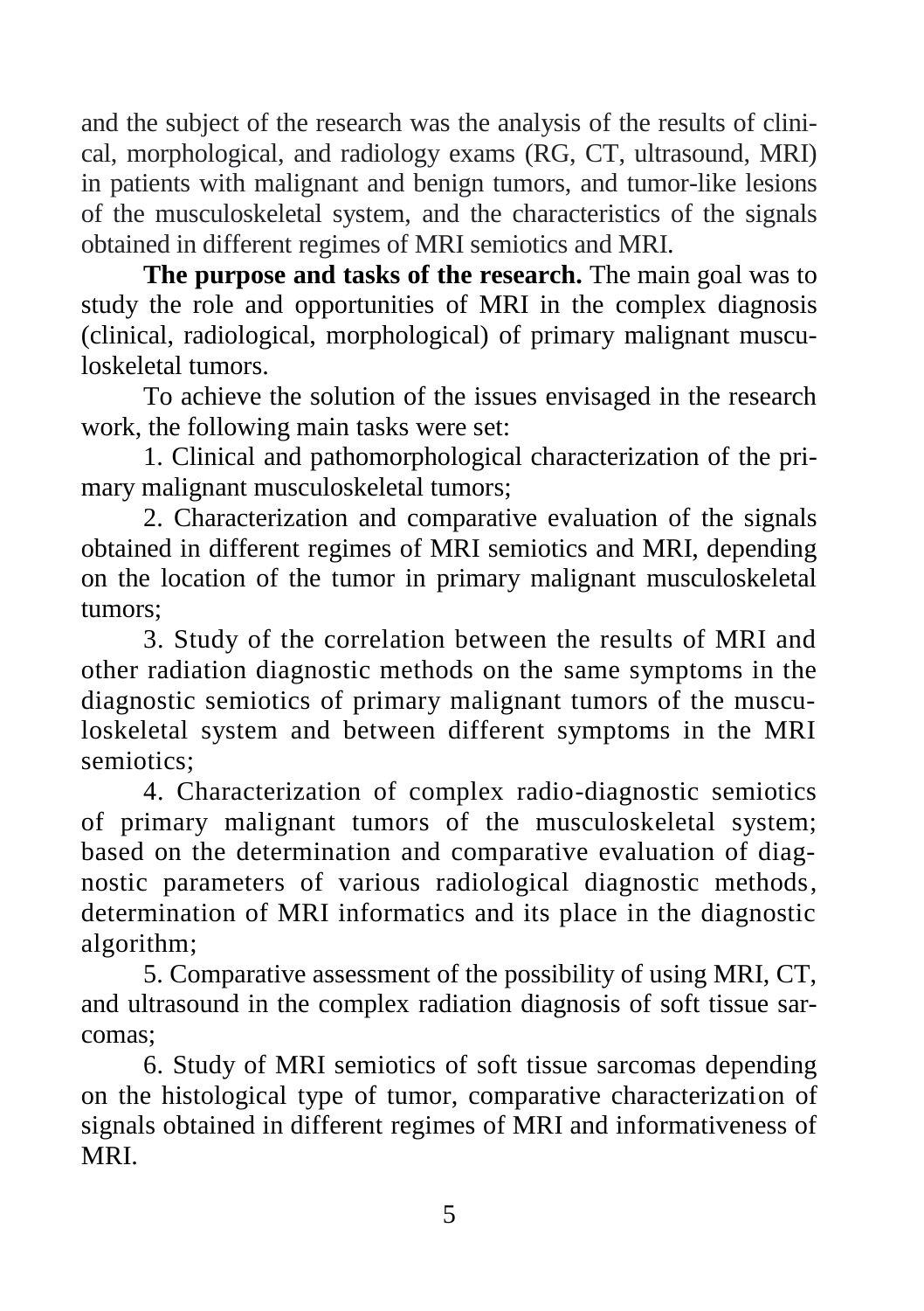and the subject of the research was the analysis of the results of clinical, morphological, and radiology exams (RG, CT, ultrasound, MRI) in patients with malignant and benign tumors, and tumor-like lesions of the musculoskeletal system, and the characteristics of the signals obtained in different regimes of MRI semiotics and MRI.

**The purpose and tasks of the research.** The main goal was to study the role and opportunities of MRI in the complex diagnosis (clinical, radiological, morphological) of primary malignant musculoskeletal tumors.

To achieve the solution of the issues envisaged in the research work, the following main tasks were set:

1. Clinical and pathomorphological characterization of the primary malignant musculoskeletal tumors;
2. Characterization and comparative evaluation of the signals obtained in different regimes of MRI semiotics and MRI, depending on the location of the tumor in primary malignant musculoskeletal tumors;
3. Study of the correlation between the results of MRI and other radiation diagnostic methods on the same symptoms in the diagnostic semiotics of primary malignant tumors of the musculoskeletal system and between different symptoms in the MRI semiotics;
4. Characterization of complex radio-diagnostic semiotics of primary malignant tumors of the musculoskeletal system; based on the determination and comparative evaluation of diagnostic parameters of various radiological diagnostic methods, determination of MRI informatics and its place in the diagnostic algorithm;
5. Comparative assessment of the possibility of using MRI, CT, and ultrasound in the complex radiation diagnosis of soft tissue sarcomas;
6. Study of MRI semiotics of soft tissue sarcomas depending on the histological type of tumor, comparative characterization of signals obtained in different regimes of MRI and informativeness of MRI.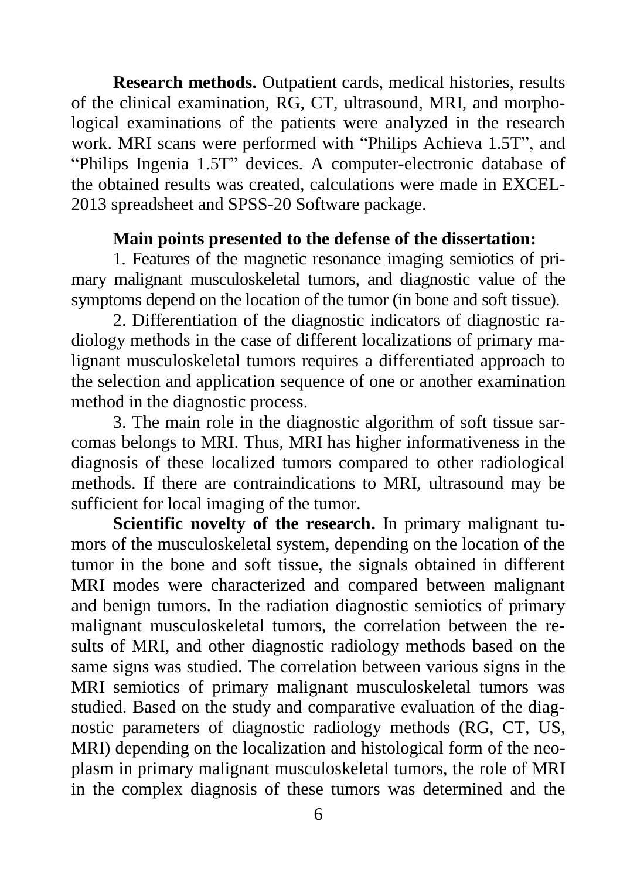**Research methods.** Outpatient cards, medical histories, results of the clinical examination, RG, CT, ultrasound, MRI, and morphological examinations of the patients were analyzed in the research work. MRI scans were performed with "Philips Achieva 1.5T", and "Philips Ingenia 1.5T" devices. A computer-electronic database of the obtained results was created, calculations were made in EXCEL-2013 spreadsheet and SPSS-20 Software package.

**Main points presented to the defense of the dissertation:**

1. Features of the magnetic resonance imaging semiotics of primary malignant musculoskeletal tumors, and diagnostic value of the symptoms depend on the location of the tumor (in bone and soft tissue).

2. Differentiation of the diagnostic indicators of diagnostic radiology methods in the case of different localizations of primary malignant musculoskeletal tumors requires a differentiated approach to the selection and application sequence of one or another examination method in the diagnostic process.

3. The main role in the diagnostic algorithm of soft tissue sarcomas belongs to MRI. Thus, MRI has higher informativeness in the diagnosis of these localized tumors compared to other radiological methods. If there are contraindications to MRI, ultrasound may be sufficient for local imaging of the tumor.

**Scientific novelty of the research.** In primary malignant tumors of the musculoskeletal system, depending on the location of the tumor in the bone and soft tissue, the signals obtained in different MRI modes were characterized and compared between malignant and benign tumors. In the radiation diagnostic semiotics of primary malignant musculoskeletal tumors, the correlation between the results of MRI, and other diagnostic radiology methods based on the same signs was studied. The correlation between various signs in the MRI semiotics of primary malignant musculoskeletal tumors was studied. Based on the study and comparative evaluation of the diagnostic parameters of diagnostic radiology methods (RG, CT, US, MRI) depending on the localization and histological form of the neoplasm in primary malignant musculoskeletal tumors, the role of MRI in the complex diagnosis of these tumors was determined and the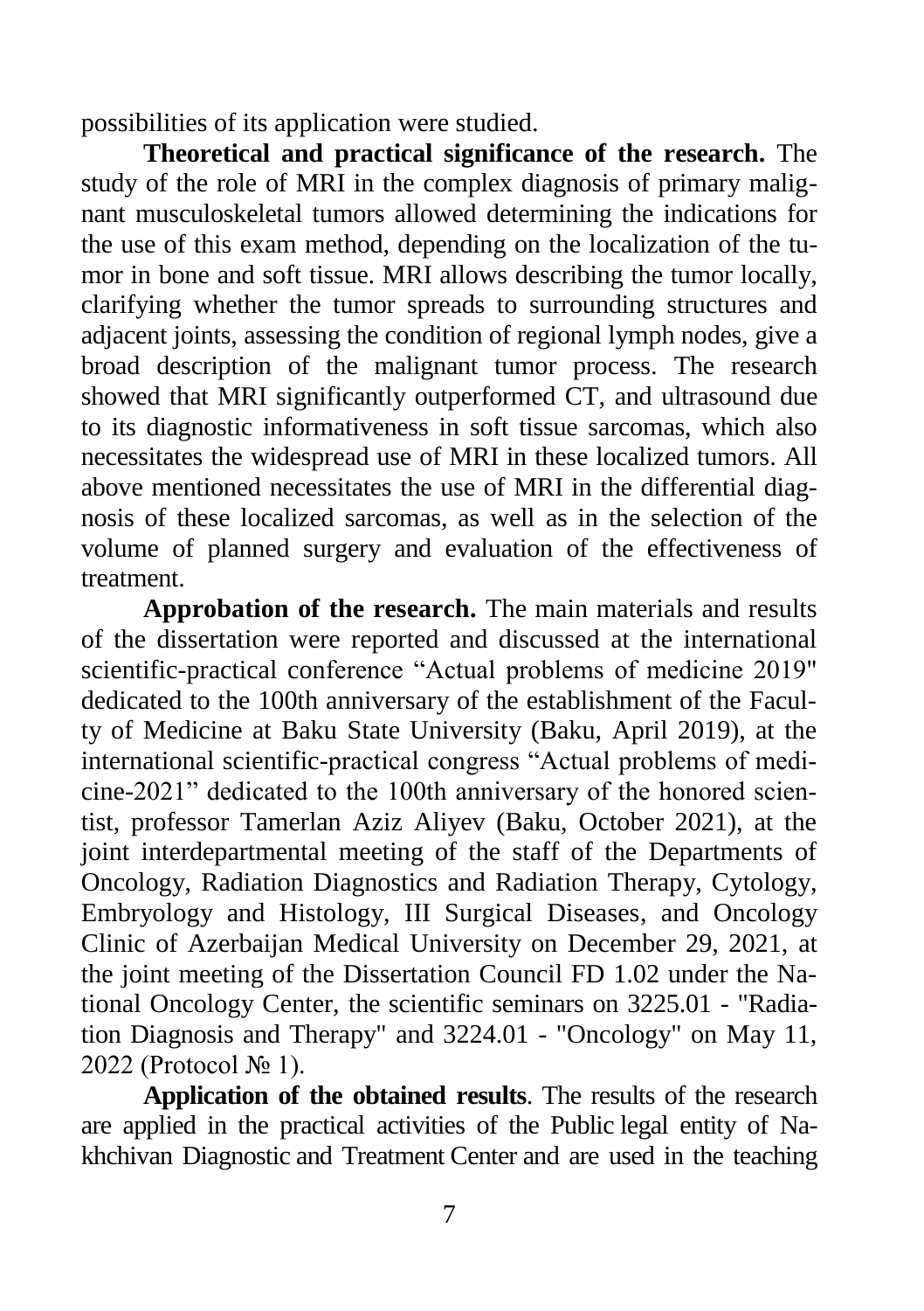possibilities of its application were studied.

**Theoretical and practical significance of the research.** The study of the role of MRI in the complex diagnosis of primary malignant musculoskeletal tumors allowed determining the indications for the use of this exam method, depending on the localization of the tumor in bone and soft tissue. MRI allows describing the tumor locally, clarifying whether the tumor spreads to surrounding structures and adjacent joints, assessing the condition of regional lymph nodes, give a broad description of the malignant tumor process. The research showed that MRI significantly outperformed CT, and ultrasound due to its diagnostic informativeness in soft tissue sarcomas, which also necessitates the widespread use of MRI in these localized tumors. All above mentioned necessitates the use of MRI in the differential diagnosis of these localized sarcomas, as well as in the selection of the volume of planned surgery and evaluation of the effectiveness of treatment.

**Approbation of the research.** The main materials and results of the dissertation were reported and discussed at the international scientific-practical conference "Actual problems of medicine 2019" dedicated to the 100th anniversary of the establishment of the Faculty of Medicine at Baku State University (Baku, April 2019), at the international scientific-practical congress "Actual problems of medicine-2021" dedicated to the 100th anniversary of the honored scientist, professor Tamerlan Aziz Aliyev (Baku, October 2021), at the joint interdepartmental meeting of the staff of the Departments of Oncology, Radiation Diagnostics and Radiation Therapy, Cytology, Embryology and Histology, III Surgical Diseases, and Oncology Clinic of Azerbaijan Medical University on December 29, 2021, at the joint meeting of the Dissertation Council FD 1.02 under the National Oncology Center, the scientific seminars on 3225.01 - "Radiation Diagnosis and Therapy" and 3224.01 - "Oncology" on May 11, 2022 (Protocol № 1).

**Application of the obtained results**. The results of the research are applied in the practical activities of the Public legal entity of Nakhchivan Diagnostic and Treatment Center and are used in the teaching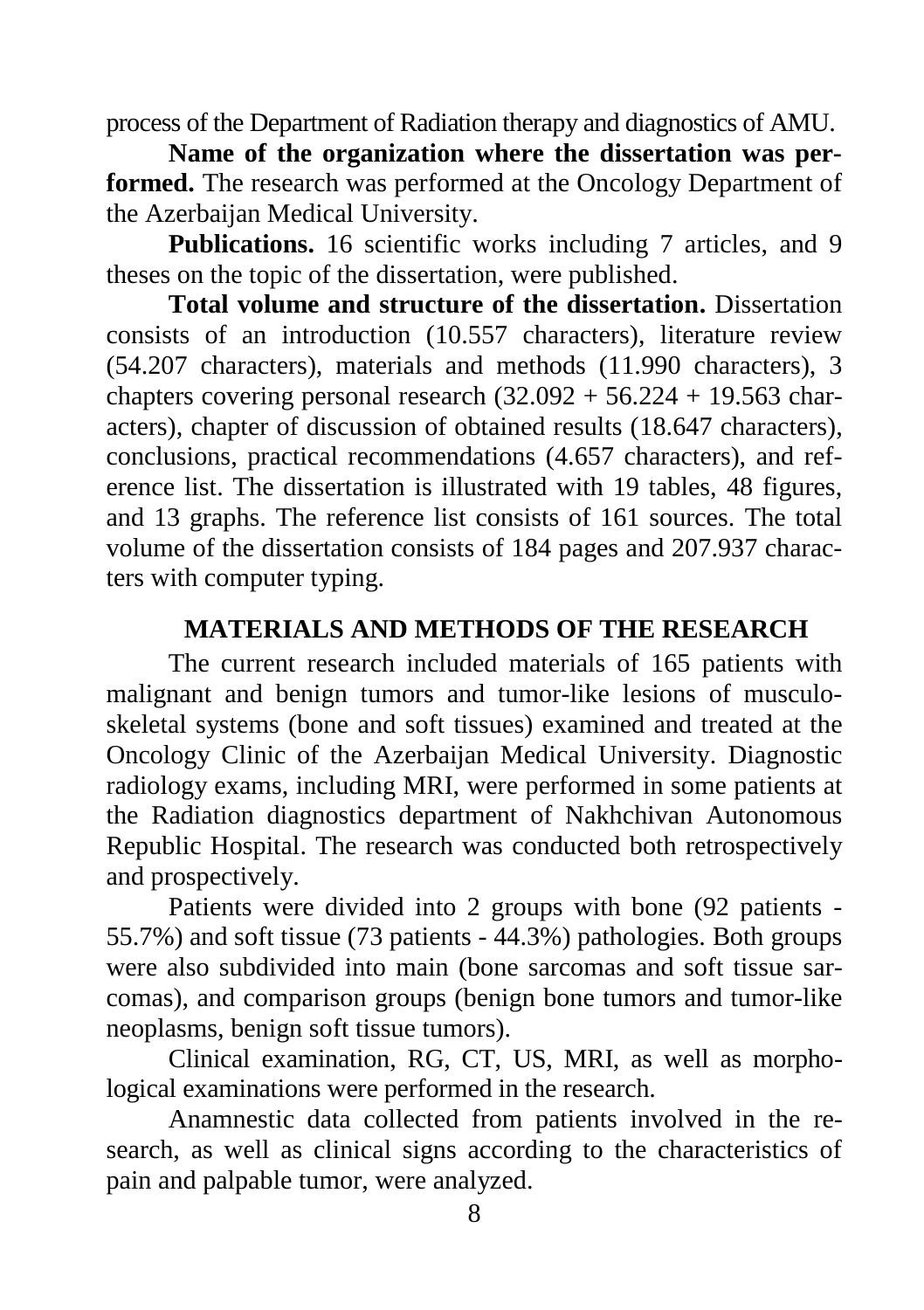process of the Department of Radiation therapy and diagnostics of AMU.

**Name of the organization where the dissertation was performed.** The research was performed at the Oncology Department of the Azerbaijan Medical University.

**Publications.** 16 scientific works including 7 articles, and 9 theses on the topic of the dissertation, were published.

**Total volume and structure of the dissertation.** Dissertation consists of an introduction (10.557 characters), literature review (54.207 characters), materials and methods (11.990 characters), 3 chapters covering personal research (32.092 + 56.224 + 19.563 characters), chapter of discussion of obtained results (18.647 characters), conclusions, practical recommendations (4.657 characters), and reference list. The dissertation is illustrated with 19 tables, 48 figures, and 13 graphs. The reference list consists of 161 sources. The total volume of the dissertation consists of 184 pages and 207.937 characters with computer typing.

## MATERIALS AND METHODS OF THE RESEARCH

The current research included materials of 165 patients with malignant and benign tumors and tumor-like lesions of musculoskeletal systems (bone and soft tissues) examined and treated at the Oncology Clinic of the Azerbaijan Medical University. Diagnostic radiology exams, including MRI, were performed in some patients at the Radiation diagnostics department of Nakhchivan Autonomous Republic Hospital. The research was conducted both retrospectively and prospectively.

Patients were divided into 2 groups with bone (92 patients - 55.7%) and soft tissue (73 patients - 44.3%) pathologies. Both groups were also subdivided into main (bone sarcomas and soft tissue sarcomas), and comparison groups (benign bone tumors and tumor-like neoplasms, benign soft tissue tumors).

Clinical examination, RG, CT, US, MRI, as well as morphological examinations were performed in the research.

Anamnestic data collected from patients involved in the research, as well as clinical signs according to the characteristics of pain and palpable tumor, were analyzed.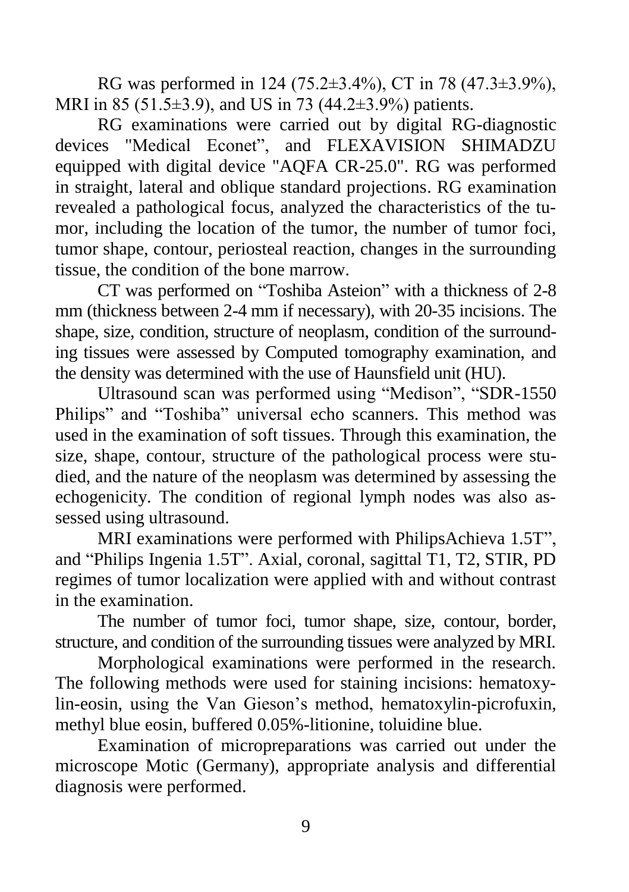RG was performed in 124 (75.2±3.4%), CT in 78 (47.3±3.9%), MRI in 85 (51.5±3.9), and US in 73 (44.2±3.9%) patients.

RG examinations were carried out by digital RG-diagnostic devices "Medical Econet", and FLEXAVISION SHIMADZU equipped with digital device "AQFA CR-25.0". RG was performed in straight, lateral and oblique standard projections. RG examination revealed a pathological focus, analyzed the characteristics of the tumor, including the location of the tumor, the number of tumor foci, tumor shape, contour, periosteal reaction, changes in the surrounding tissue, the condition of the bone marrow.

CT was performed on "Toshiba Asteion" with a thickness of 2-8 mm (thickness between 2-4 mm if necessary), with 20-35 incisions. The shape, size, condition, structure of neoplasm, condition of the surrounding tissues were assessed by Computed tomography examination, and the density was determined with the use of Haunsfield unit (HU).

Ultrasound scan was performed using "Medison", "SDR-1550 Philips" and "Toshiba" universal echo scanners. This method was used in the examination of soft tissues. Through this examination, the size, shape, contour, structure of the pathological process were studied, and the nature of the neoplasm was determined by assessing the echogenicity. The condition of regional lymph nodes was also assessed using ultrasound.

MRI examinations were performed with PhilipsAchieva 1.5T", and "Philips Ingenia 1.5T". Axial, coronal, sagittal T1, T2, STIR, PD regimes of tumor localization were applied with and without contrast in the examination.

The number of tumor foci, tumor shape, size, contour, border, structure, and condition of the surrounding tissues were analyzed by MRI.

Morphological examinations were performed in the research. The following methods were used for staining incisions: hematoxylin-eosin, using the Van Gieson's method, hematoxylin-picrofuxin, methyl blue eosin, buffered 0.05%-litionine, toluidine blue.

Examination of micropreparations was carried out under the microscope Motic (Germany), appropriate analysis and differential diagnosis were performed.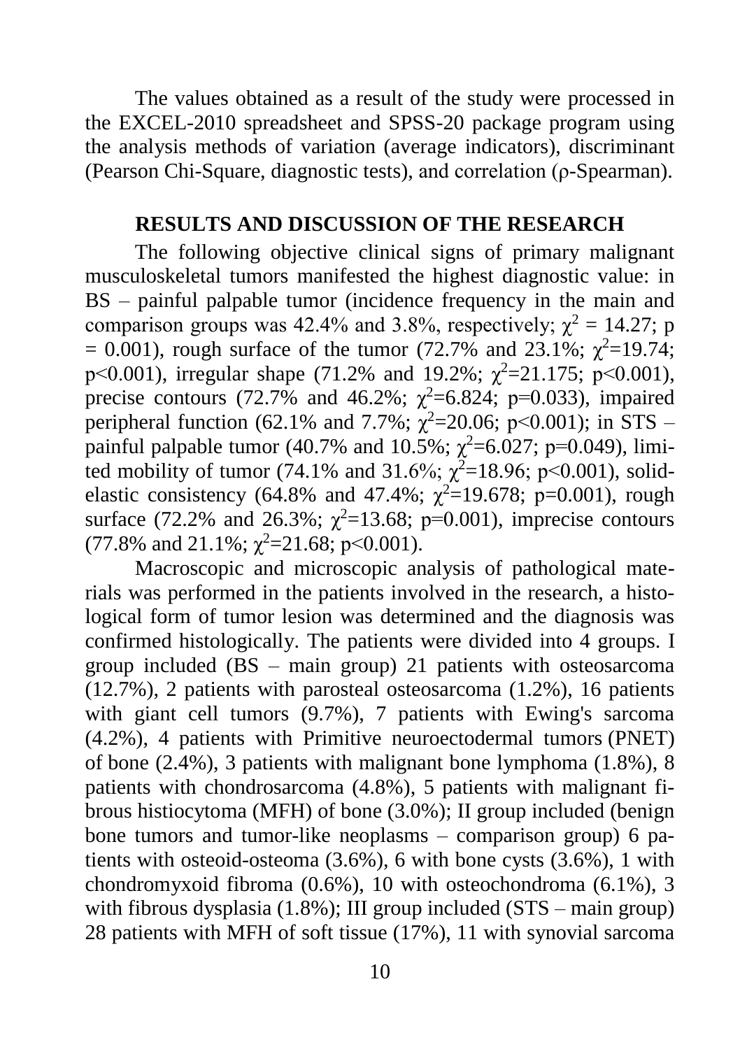The values obtained as a result of the study were processed in the EXCEL-2010 spreadsheet and SPSS-20 package program using the analysis methods of variation (average indicators), discriminant (Pearson Chi-Square, diagnostic tests), and correlation (ρ-Spearman).

## RESULTS AND DISCUSSION OF THE RESEARCH

The following objective clinical signs of primary malignant musculoskeletal tumors manifested the highest diagnostic value: in BS – painful palpable tumor (incidence frequency in the main and comparison groups was 42.4% and 3.8%, respectively; $\chi^2 = 14.27$; $p = 0.001$), rough surface of the tumor (72.7% and 23.1%; $\chi^2=19.74$; $p<0.001$), irregular shape (71.2% and 19.2%; $\chi^2=21.175$; $p<0.001$), precise contours (72.7% and 46.2%; $\chi^2=6.824$; $p=0.033$), impaired peripheral function (62.1% and 7.7%; $\chi^2=20.06$; $p<0.001$); in STS – painful palpable tumor (40.7% and 10.5%; $\chi^2=6.027$; $p=0.049$), limited mobility of tumor (74.1% and 31.6%; $\chi^2=18.96$; $p<0.001$), solid-elastic consistency (64.8% and 47.4%; $\chi^2=19.678$; $p=0.001$), rough surface (72.2% and 26.3%; $\chi^2=13.68$; $p=0.001$), imprecise contours (77.8% and 21.1%; $\chi^2=21.68$; $p<0.001$).

Macroscopic and microscopic analysis of pathological materials was performed in the patients involved in the research, a histological form of tumor lesion was determined and the diagnosis was confirmed histologically. The patients were divided into 4 groups. I group included (BS – main group) 21 patients with osteosarcoma (12.7%), 2 patients with parosteal osteosarcoma (1.2%), 16 patients with giant cell tumors (9.7%), 7 patients with Ewing's sarcoma (4.2%), 4 patients with Primitive neuroectodermal tumors (PNET) of bone (2.4%), 3 patients with malignant bone lymphoma (1.8%), 8 patients with chondrosarcoma (4.8%), 5 patients with malignant fibrous histiocytoma (MFH) of bone (3.0%); II group included (benign bone tumors and tumor-like neoplasms – comparison group) 6 patients with osteoid-osteoma (3.6%), 6 with bone cysts (3.6%), 1 with chondromyxoid fibroma (0.6%), 10 with osteochondroma (6.1%), 3 with fibrous dysplasia (1.8%); III group included (STS – main group) 28 patients with MFH of soft tissue (17%), 11 with synovial sarcoma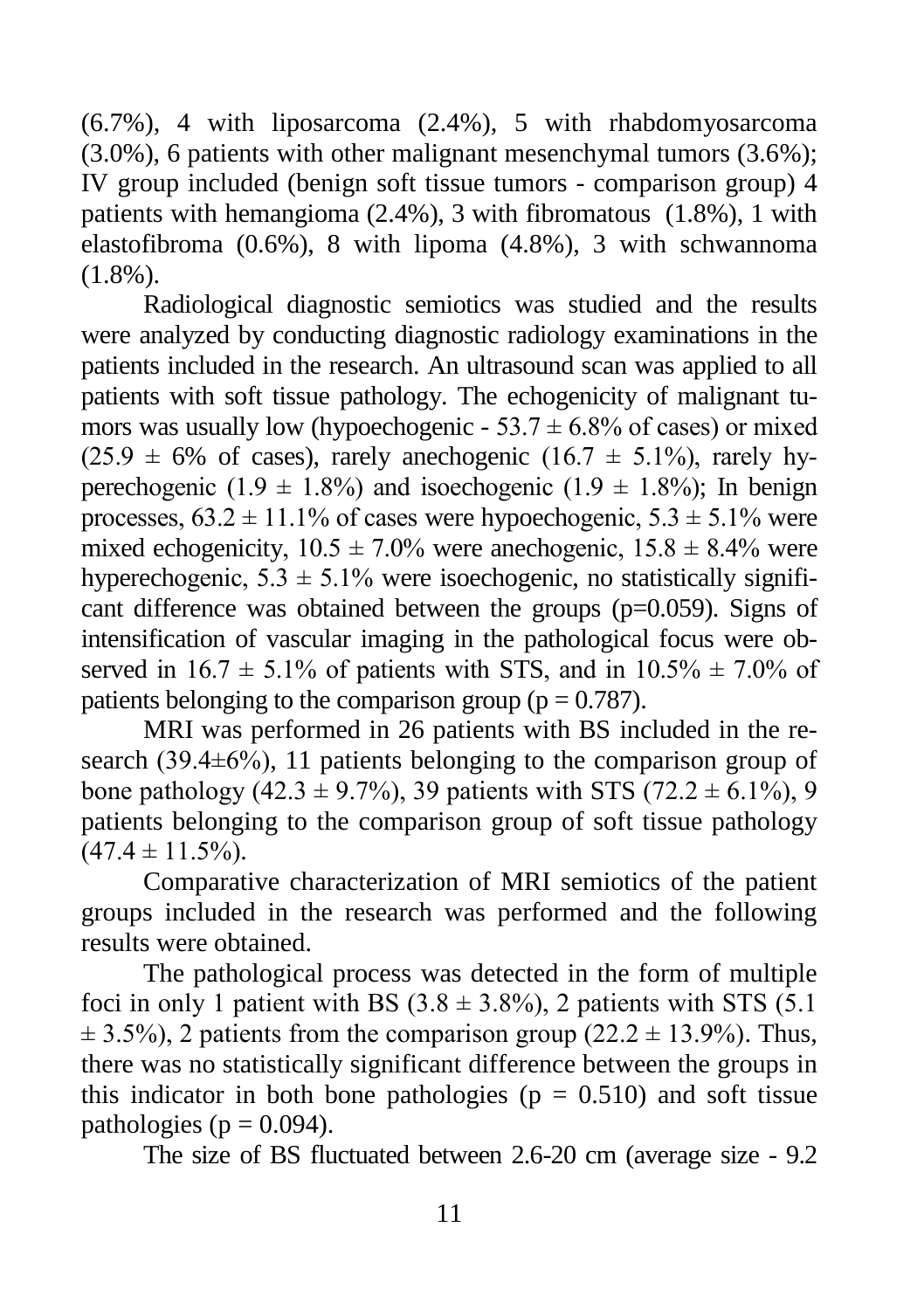(6.7%), 4 with liposarcoma (2.4%), 5 with rhabdomyosarcoma (3.0%), 6 patients with other malignant mesenchymal tumors (3.6%); IV group included (benign soft tissue tumors - comparison group) 4 patients with hemangioma (2.4%), 3 with fibromatous (1.8%), 1 with elastofibroma (0.6%), 8 with lipoma (4.8%), 3 with schwannoma (1.8%).

Radiological diagnostic semiotics was studied and the results were analyzed by conducting diagnostic radiology examinations in the patients included in the research. An ultrasound scan was applied to all patients with soft tissue pathology. The echogenicity of malignant tumors was usually low (hypoechogenic - $53.7 \pm 6.8\%$ of cases) or mixed ($25.9 \pm 6\%$ of cases), rarely anechogenic ($16.7 \pm 5.1\%$), rarely hyperechogenic ($1.9 \pm 1.8\%$) and isoechogenic ($1.9 \pm 1.8\%$); In benign processes, $63.2 \pm 11.1\%$ of cases were hypoechogenic, $5.3 \pm 5.1\%$ were mixed echogenicity, $10.5 \pm 7.0\%$ were anechogenic, $15.8 \pm 8.4\%$ were hyperechogenic, $5.3 \pm 5.1\%$ were isoechogenic, no statistically significant difference was obtained between the groups ($p=0.059$). Signs of intensification of vascular imaging in the pathological focus were observed in $16.7 \pm 5.1\%$ of patients with STS, and in $10.5\% \pm 7.0\%$ of patients belonging to the comparison group ($p = 0.787$).

MRI was performed in 26 patients with BS included in the research ($39.4 \pm 6\%$), 11 patients belonging to the comparison group of bone pathology ($42.3 \pm 9.7\%$), 39 patients with STS ($72.2 \pm 6.1\%$), 9 patients belonging to the comparison group of soft tissue pathology ($47.4 \pm 11.5\%$).

Comparative characterization of MRI semiotics of the patient groups included in the research was performed and the following results were obtained.

The pathological process was detected in the form of multiple foci in only 1 patient with BS ($3.8 \pm 3.8\%$), 2 patients with STS ($5.1 \pm 3.5\%$), 2 patients from the comparison group ($22.2 \pm 13.9\%$). Thus, there was no statistically significant difference between the groups in this indicator in both bone pathologies ($p = 0.510$) and soft tissue pathologies ($p = 0.094$).

The size of BS fluctuated between 2.6-20 cm (average size - 9.2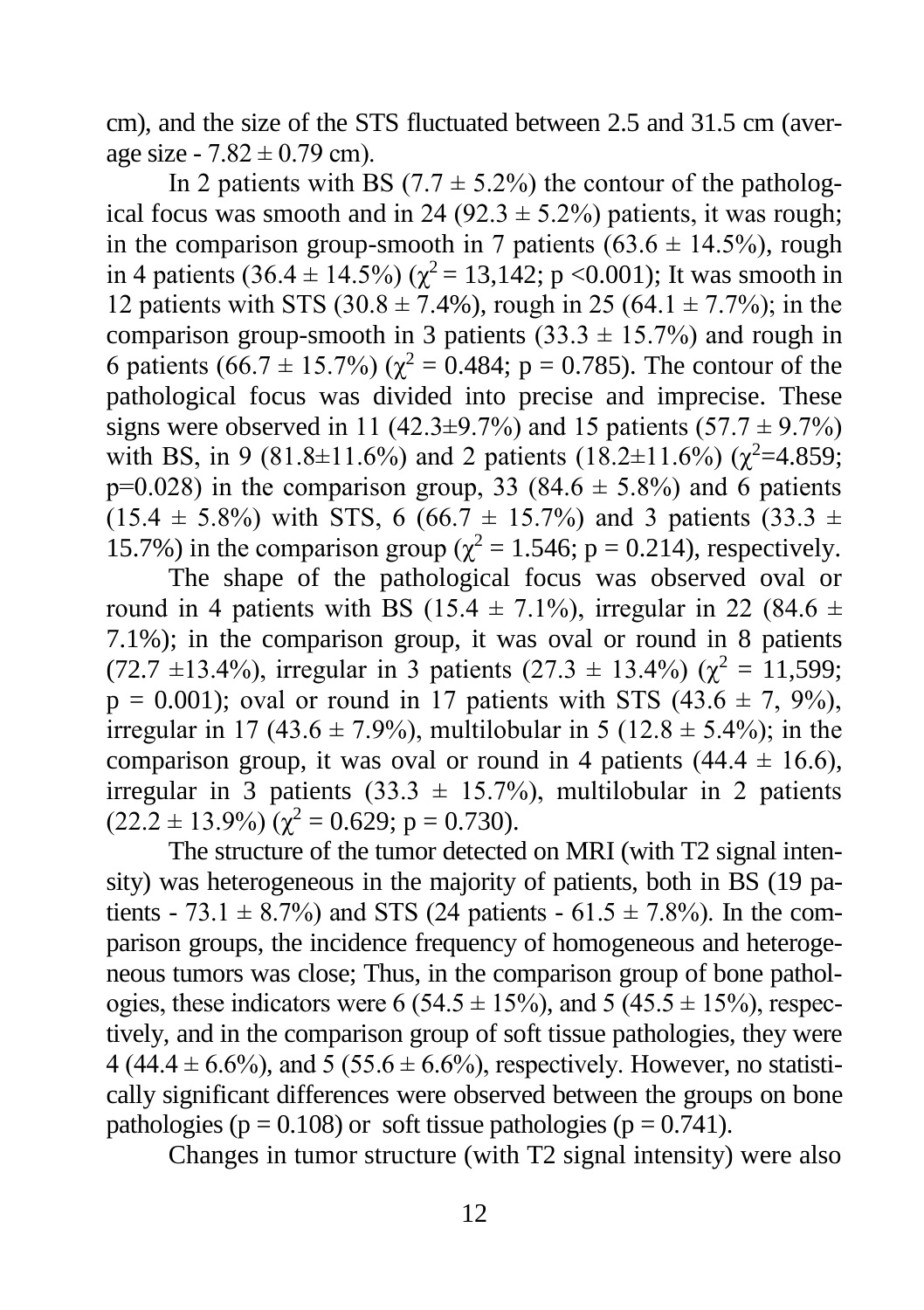cm), and the size of the STS fluctuated between 2.5 and 31.5 cm (average size - $7.82 \pm 0.79$ cm).

In 2 patients with BS ($7.7 \pm 5.2\%$) the contour of the pathological focus was smooth and in 24 ($92.3 \pm 5.2\%$) patients, it was rough; in the comparison group-smooth in 7 patients ($63.6 \pm 14.5\%$), rough in 4 patients ($36.4 \pm 14.5\%$) ($\chi^2 = 13{,}142$; $p < 0.001$); It was smooth in 12 patients with STS ($30.8 \pm 7.4\%$), rough in 25 ($64.1 \pm 7.7\%$); in the comparison group-smooth in 3 patients ($33.3 \pm 15.7\%$) and rough in 6 patients ($66.7 \pm 15.7\%$) ($\chi^2 = 0.484$; $p = 0.785$). The contour of the pathological focus was divided into precise and imprecise. These signs were observed in 11 ($42.3 \pm 9.7\%$) and 15 patients ($57.7 \pm 9.7\%$) with BS, in 9 ($81.8 \pm 11.6\%$) and 2 patients ($18.2 \pm 11.6\%$) ($\chi^2 = 4.859$; $p = 0.028$) in the comparison group, 33 ($84.6 \pm 5.8\%$) and 6 patients ($15.4 \pm 5.8\%$) with STS, 6 ($66.7 \pm 15.7\%$) and 3 patients ($33.3 \pm 15.7\%$) in the comparison group ($\chi^2 = 1.546$; $p = 0.214$), respectively.

The shape of the pathological focus was observed oval or round in 4 patients with BS ($15.4 \pm 7.1\%$), irregular in 22 ($84.6 \pm 7.1\%$); in the comparison group, it was oval or round in 8 patients ($72.7 \pm 13.4\%$), irregular in 3 patients ($27.3 \pm 13.4\%$) ($\chi^2 = 11{,}599$; $p = 0.001$); oval or round in 17 patients with STS ($43.6 \pm 7, 9\%$), irregular in 17 ($43.6 \pm 7.9\%$), multilobular in 5 ($12.8 \pm 5.4\%$); in the comparison group, it was oval or round in 4 patients ($44.4 \pm 16.6$), irregular in 3 patients ($33.3 \pm 15.7\%$), multilobular in 2 patients ($22.2 \pm 13.9\%$) ($\chi^2 = 0.629$; $p = 0.730$).

The structure of the tumor detected on MRI (with T2 signal intensity) was heterogeneous in the majority of patients, both in BS (19 patients - $73.1 \pm 8.7\%$) and STS (24 patients - $61.5 \pm 7.8\%$). In the comparison groups, the incidence frequency of homogeneous and heterogeneous tumors was close; Thus, in the comparison group of bone pathologies, these indicators were 6 ($54.5 \pm 15\%$), and 5 ($45.5 \pm 15\%$), respectively, and in the comparison group of soft tissue pathologies, they were 4 ($44.4 \pm 6.6\%$), and 5 ($55.6 \pm 6.6\%$), respectively. However, no statistically significant differences were observed between the groups on bone pathologies ($p = 0.108$) or soft tissue pathologies ($p = 0.741$).

Changes in tumor structure (with T2 signal intensity) were also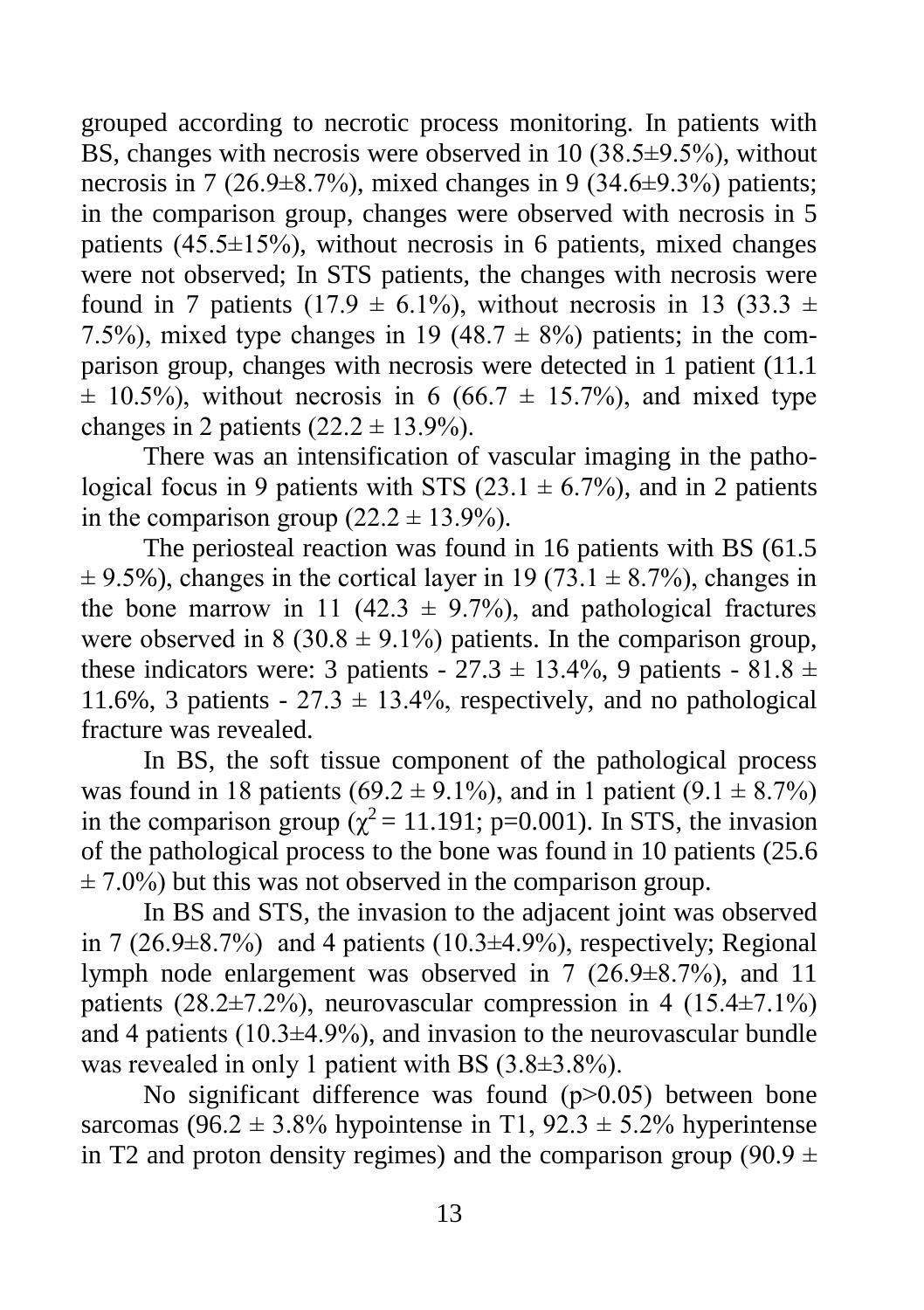grouped according to necrotic process monitoring. In patients with BS, changes with necrosis were observed in 10 (38.5±9.5%), without necrosis in 7 (26.9±8.7%), mixed changes in 9 (34.6±9.3%) patients; in the comparison group, changes were observed with necrosis in 5 patients (45.5±15%), without necrosis in 6 patients, mixed changes were not observed; In STS patients, the changes with necrosis were found in 7 patients (17.9 ± 6.1%), without necrosis in 13 (33.3 ± 7.5%), mixed type changes in 19 (48.7 ± 8%) patients; in the comparison group, changes with necrosis were detected in 1 patient (11.1 ± 10.5%), without necrosis in 6 (66.7 ± 15.7%), and mixed type changes in 2 patients (22.2 ± 13.9%).

There was an intensification of vascular imaging in the pathological focus in 9 patients with STS (23.1 ± 6.7%), and in 2 patients in the comparison group (22.2 ± 13.9%).

The periosteal reaction was found in 16 patients with BS (61.5 ± 9.5%), changes in the cortical layer in 19 (73.1 ± 8.7%), changes in the bone marrow in 11 (42.3 ± 9.7%), and pathological fractures were observed in 8 (30.8 ± 9.1%) patients. In the comparison group, these indicators were: 3 patients - 27.3 ± 13.4%, 9 patients - 81.8 ± 11.6%, 3 patients - 27.3 ± 13.4%, respectively, and no pathological fracture was revealed.

In BS, the soft tissue component of the pathological process was found in 18 patients (69.2 ± 9.1%), and in 1 patient (9.1 ± 8.7%) in the comparison group ($\chi^2$ = 11.191; p=0.001). In STS, the invasion of the pathological process to the bone was found in 10 patients (25.6 ± 7.0%) but this was not observed in the comparison group.

In BS and STS, the invasion to the adjacent joint was observed in 7 (26.9±8.7%) and 4 patients (10.3±4.9%), respectively; Regional lymph node enlargement was observed in 7 (26.9±8.7%), and 11 patients (28.2±7.2%), neurovascular compression in 4 (15.4±7.1%) and 4 patients (10.3±4.9%), and invasion to the neurovascular bundle was revealed in only 1 patient with BS (3.8±3.8%).

No significant difference was found (p>0.05) between bone sarcomas (96.2 ± 3.8% hypointense in T1, 92.3 ± 5.2% hyperintense in T2 and proton density regimes) and the comparison group (90.9 ±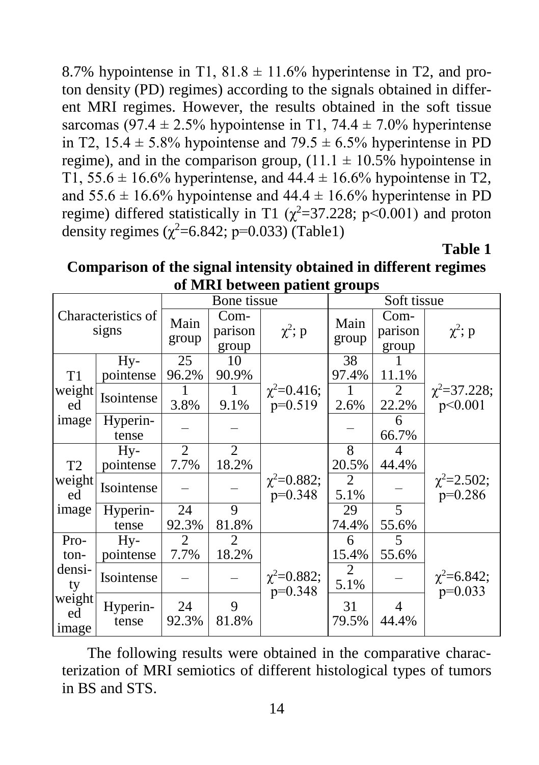8.7% hypointense in T1, 81.8 ± 11.6% hyperintense in T2, and proton density (PD) regimes) according to the signals obtained in different MRI regimes. However, the results obtained in the soft tissue sarcomas (97.4 ± 2.5% hypointense in T1, 74.4 ± 7.0% hyperintense in T2, 15.4 ± 5.8% hypointense and 79.5 ± 6.5% hyperintense in PD regime), and in the comparison group, (11.1 ± 10.5% hypointense in T1, 55.6 ± 16.6% hyperintense, and 44.4 ± 16.6% hypointense in T2, and 55.6 ± 16.6% hypointense and 44.4 ± 16.6% hyperintense in PD regime) differed statistically in T1 ($\chi^2$=37.228; p<0.001) and proton density regimes ($\chi^2$=6.842; p=0.033) (Table1)

**Table 1**

**Comparison of the signal intensity obtained in different regimes of MRI between patient groups**

| Characteristics of signs | | Bone tissue | | | Soft tissue | | |
|---|---|---|---|---|---|---|---|
| | | Main group | Comparison group | $\chi^2$; p | Main group | Comparison group | $\chi^2$; p |
| T1 weighted image | Hypointense | 25 96.2% | 10 90.9% | $\chi^2$=0.416; p=0.519 | 38 97.4% | 1 11.1% | $\chi^2$=37.228; p<0.001 |
| | Isointense | 1 3.8% | 1 9.1% | | 1 2.6% | 2 22.2% | |
| | Hyperintense | – | – | | – | 6 66.7% | |
| T2 weighted image | Hypointense | 2 7.7% | 2 18.2% | $\chi^2$=0.882; p=0.348 | 8 20.5% | 4 44.4% | $\chi^2$=2.502; p=0.286 |
| | Isointense | – | – | | 2 5.1% | – | |
| | Hyperintense | 24 92.3% | 9 81.8% | | 29 74.4% | 5 55.6% | |
| Proton-density weighted image | Hypointense | 2 7.7% | 2 18.2% | $\chi^2$=0.882; p=0.348 | 6 15.4% | 5 55.6% | $\chi^2$=6.842; p=0.033 |
| | Isointense | – | – | | 2 5.1% | – | |
| | Hyperintense | 24 92.3% | 9 81.8% | | 31 79.5% | 4 44.4% | |

The following results were obtained in the comparative characterization of MRI semiotics of different histological types of tumors in BS and STS.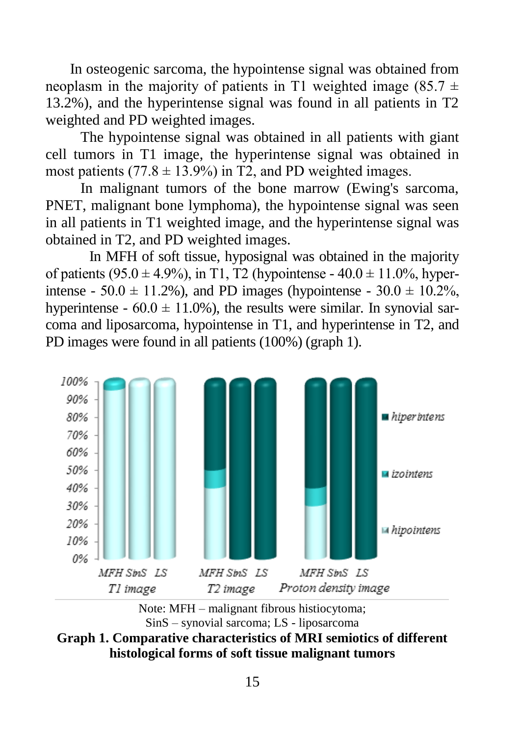In osteogenic sarcoma, the hypointense signal was obtained from neoplasm in the majority of patients in T1 weighted image (85.7 ± 13.2%), and the hyperintense signal was found in all patients in T2 weighted and PD weighted images.

The hypointense signal was obtained in all patients with giant cell tumors in T1 image, the hyperintense signal was obtained in most patients (77.8 ± 13.9%) in T2, and PD weighted images.

In malignant tumors of the bone marrow (Ewing's sarcoma, PNET, malignant bone lymphoma), the hypointense signal was seen in all patients in T1 weighted image, and the hyperintense signal was obtained in T2, and PD weighted images.

In MFH of soft tissue, hyposignal was obtained in the majority of patients (95.0 ± 4.9%), in T1, T2 (hypointense - 40.0 ± 11.0%, hyperintense - 50.0 ± 11.2%), and PD images (hypointense - 30.0 ± 10.2%, hyperintense - 60.0 ± 11.0%), the results were similar. In synovial sarcoma and liposarcoma, hypointense in T1, and hyperintense in T2, and PD images were found in all patients (100%) (graph 1).

Note: MFH – malignant fibrous histiocytoma; SinS – synovial sarcoma; LS - liposarcoma

**Graph 1. Comparative characteristics of MRI semiotics of different histological forms of soft tissue malignant tumors**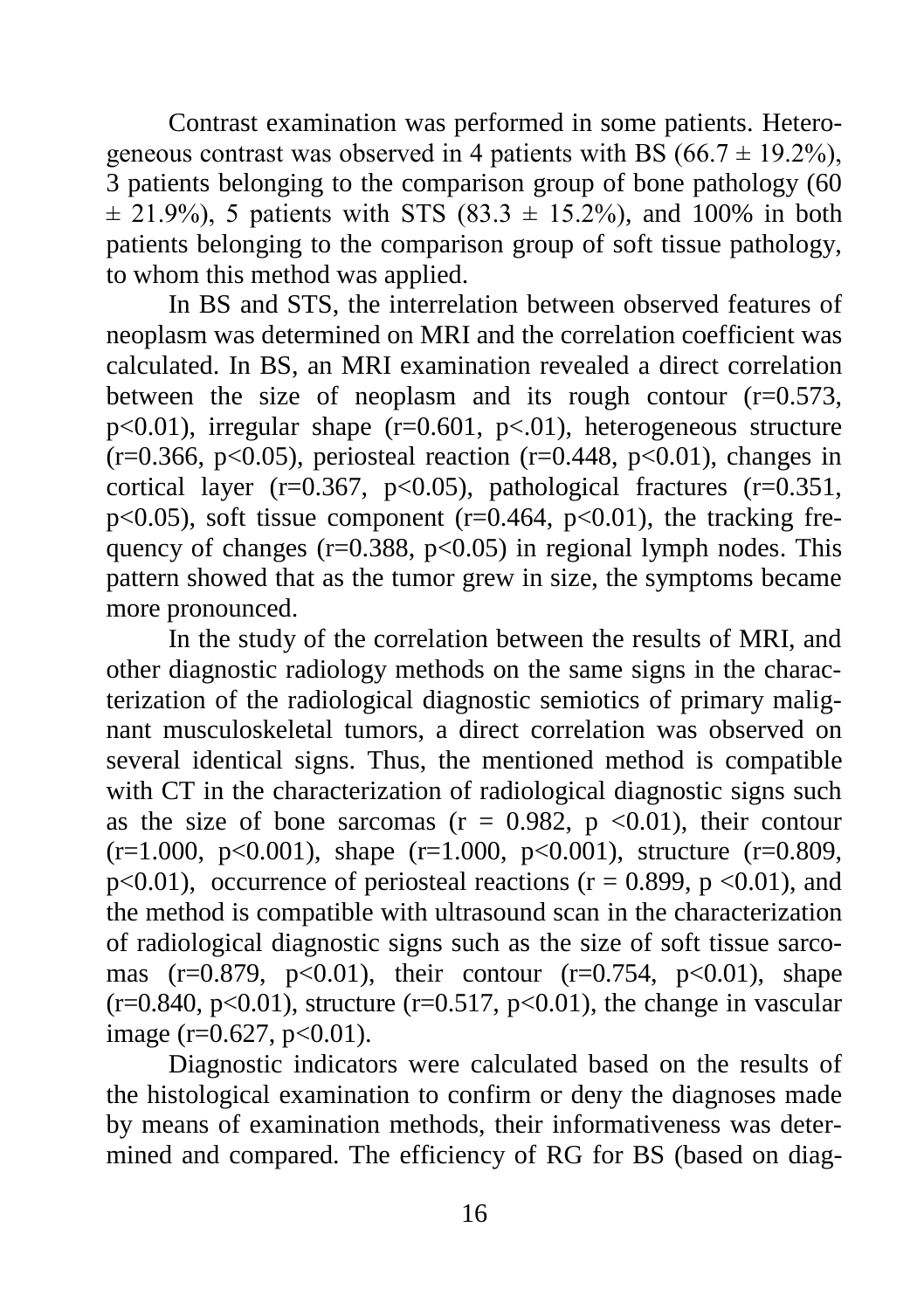Contrast examination was performed in some patients. Heterogeneous contrast was observed in 4 patients with BS ($66.7 \pm 19.2\%$), 3 patients belonging to the comparison group of bone pathology ($60 \pm 21.9\%$), 5 patients with STS ($83.3 \pm 15.2\%$), and 100% in both patients belonging to the comparison group of soft tissue pathology, to whom this method was applied.

In BS and STS, the interrelation between observed features of neoplasm was determined on MRI and the correlation coefficient was calculated. In BS, an MRI examination revealed a direct correlation between the size of neoplasm and its rough contour ($r=0.573$, $p<0.01$), irregular shape ($r=0.601$, $p<.01$), heterogeneous structure ($r=0.366$, $p<0.05$), periosteal reaction ($r=0.448$, $p<0.01$), changes in cortical layer ($r=0.367$, $p<0.05$), pathological fractures ($r=0.351$, $p<0.05$), soft tissue component ($r=0.464$, $p<0.01$), the tracking frequency of changes ($r=0.388$, $p<0.05$) in regional lymph nodes. This pattern showed that as the tumor grew in size, the symptoms became more pronounced.

In the study of the correlation between the results of MRI, and other diagnostic radiology methods on the same signs in the characterization of the radiological diagnostic semiotics of primary malignant musculoskeletal tumors, a direct correlation was observed on several identical signs. Thus, the mentioned method is compatible with CT in the characterization of radiological diagnostic signs such as the size of bone sarcomas ($r = 0.982$, $p < 0.01$), their contour ($r=1.000$, $p<0.001$), shape ($r=1.000$, $p<0.001$), structure ($r=0.809$, $p<0.01$), occurrence of periosteal reactions ($r = 0.899$, $p < 0.01$), and the method is compatible with ultrasound scan in the characterization of radiological diagnostic signs such as the size of soft tissue sarcomas ($r=0.879$, $p<0.01$), their contour ($r=0.754$, $p<0.01$), shape ($r=0.840$, $p<0.01$), structure ($r=0.517$, $p<0.01$), the change in vascular image ($r=0.627$, $p<0.01$).

Diagnostic indicators were calculated based on the results of the histological examination to confirm or deny the diagnoses made by means of examination methods, their informativeness was determined and compared. The efficiency of RG for BS (based on diag-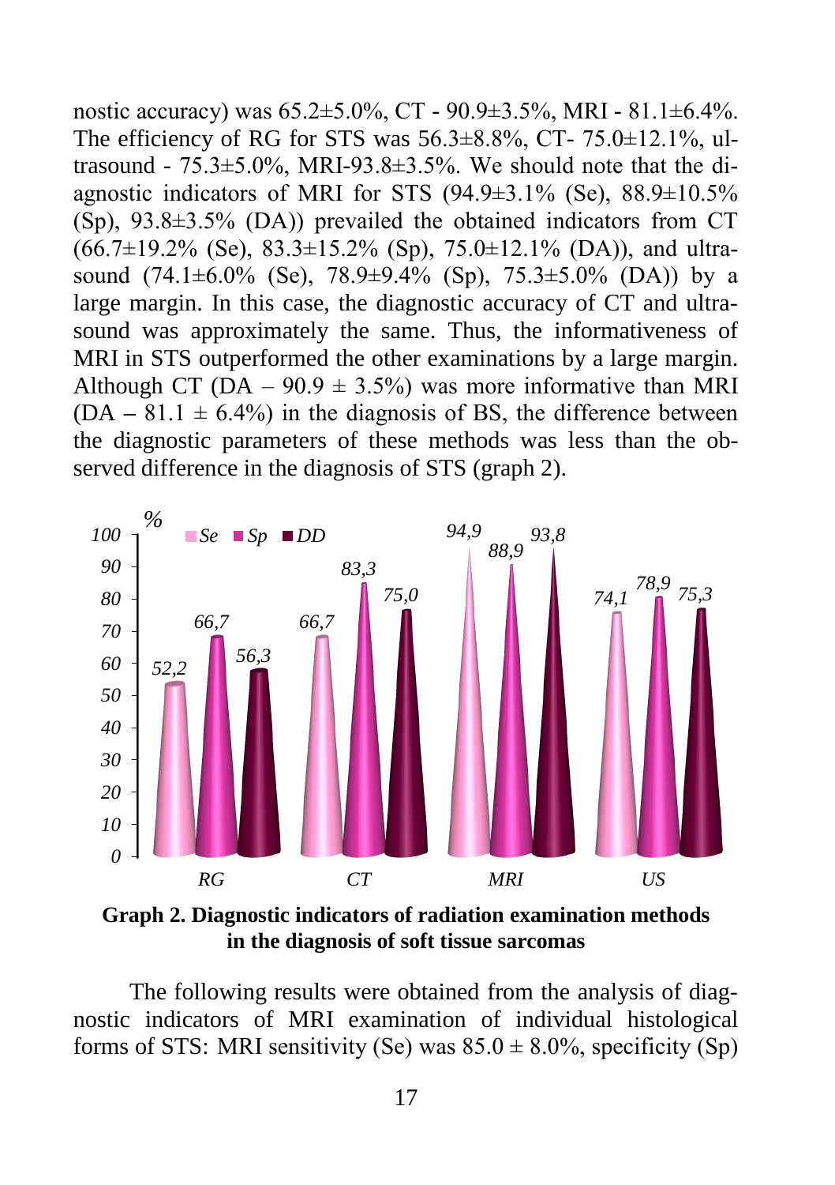nostic accuracy) was 65.2±5.0%, CT - 90.9±3.5%, MRI - 81.1±6.4%. The efficiency of RG for STS was 56.3±8.8%, CT- 75.0±12.1%, ultrasound - 75.3±5.0%, MRI-93.8±3.5%. We should note that the diagnostic indicators of MRI for STS (94.9±3.1% (Se), 88.9±10.5% (Sp), 93.8±3.5% (DA)) prevailed the obtained indicators from CT (66.7±19.2% (Se), 83.3±15.2% (Sp), 75.0±12.1% (DA)), and ultrasound (74.1±6.0% (Se), 78.9±9.4% (Sp), 75.3±5.0% (DA)) by a large margin. In this case, the diagnostic accuracy of CT and ultrasound was approximately the same. Thus, the informativeness of MRI in STS outperformed the other examinations by a large margin. Although CT (DA – 90.9 ± 3.5%) was more informative than MRI (DA – 81.1 ± 6.4%) in the diagnosis of BS, the difference between the diagnostic parameters of these methods was less than the observed difference in the diagnosis of STS (graph 2).

| % | Se | Sp | DD |
|---|---|---|---|
| RG | 52,2 | 66,7 | 56,3 |
| CT | 66,7 | 83,3 | 75,0 |
| MRI | 94,9 | 88,9 | 93,8 |
| US | 74,1 | 78,9 | 75,3 |

**Graph 2. Diagnostic indicators of radiation examination methods in the diagnosis of soft tissue sarcomas**

The following results were obtained from the analysis of diagnostic indicators of MRI examination of individual histological forms of STS: MRI sensitivity (Se) was 85.0 ± 8.0%, specificity (Sp)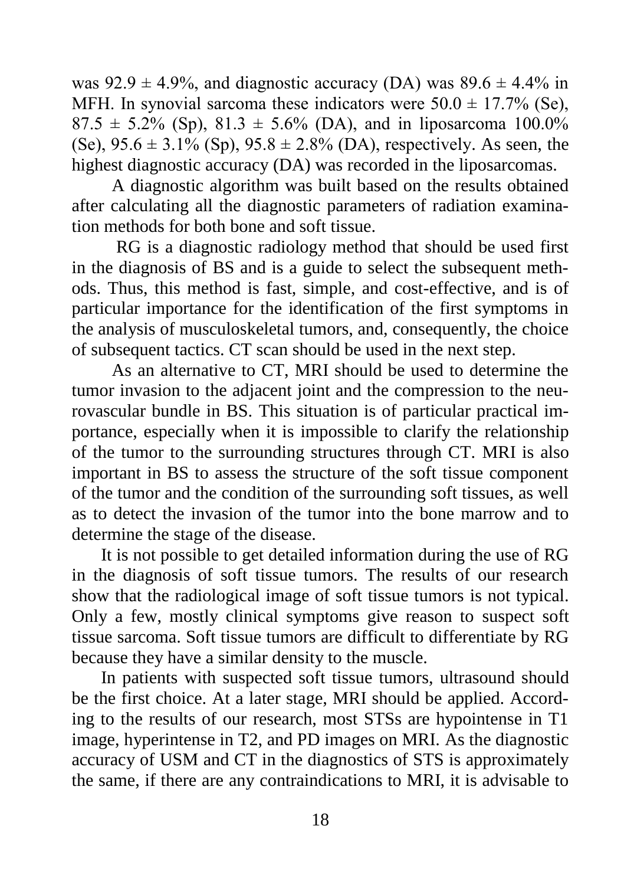was $92.9 \pm 4.9\%$, and diagnostic accuracy (DA) was $89.6 \pm 4.4\%$ in MFH. In synovial sarcoma these indicators were $50.0 \pm 17.7\%$ (Se), $87.5 \pm 5.2\%$ (Sp), $81.3 \pm 5.6\%$ (DA), and in liposarcoma $100.0\%$ (Se), $95.6 \pm 3.1\%$ (Sp), $95.8 \pm 2.8\%$ (DA), respectively. As seen, the highest diagnostic accuracy (DA) was recorded in the liposarcomas.

A diagnostic algorithm was built based on the results obtained after calculating all the diagnostic parameters of radiation examination methods for both bone and soft tissue.

RG is a diagnostic radiology method that should be used first in the diagnosis of BS and is a guide to select the subsequent methods. Thus, this method is fast, simple, and cost-effective, and is of particular importance for the identification of the first symptoms in the analysis of musculoskeletal tumors, and, consequently, the choice of subsequent tactics. CT scan should be used in the next step.

As an alternative to CT, MRI should be used to determine the tumor invasion to the adjacent joint and the compression to the neurovascular bundle in BS. This situation is of particular practical importance, especially when it is impossible to clarify the relationship of the tumor to the surrounding structures through CT. MRI is also important in BS to assess the structure of the soft tissue component of the tumor and the condition of the surrounding soft tissues, as well as to detect the invasion of the tumor into the bone marrow and to determine the stage of the disease.

It is not possible to get detailed information during the use of RG in the diagnosis of soft tissue tumors. The results of our research show that the radiological image of soft tissue tumors is not typical. Only a few, mostly clinical symptoms give reason to suspect soft tissue sarcoma. Soft tissue tumors are difficult to differentiate by RG because they have a similar density to the muscle.

In patients with suspected soft tissue tumors, ultrasound should be the first choice. At a later stage, MRI should be applied. According to the results of our research, most STSs are hypointense in T1 image, hyperintense in T2, and PD images on MRI. As the diagnostic accuracy of USM and CT in the diagnostics of STS is approximately the same, if there are any contraindications to MRI, it is advisable to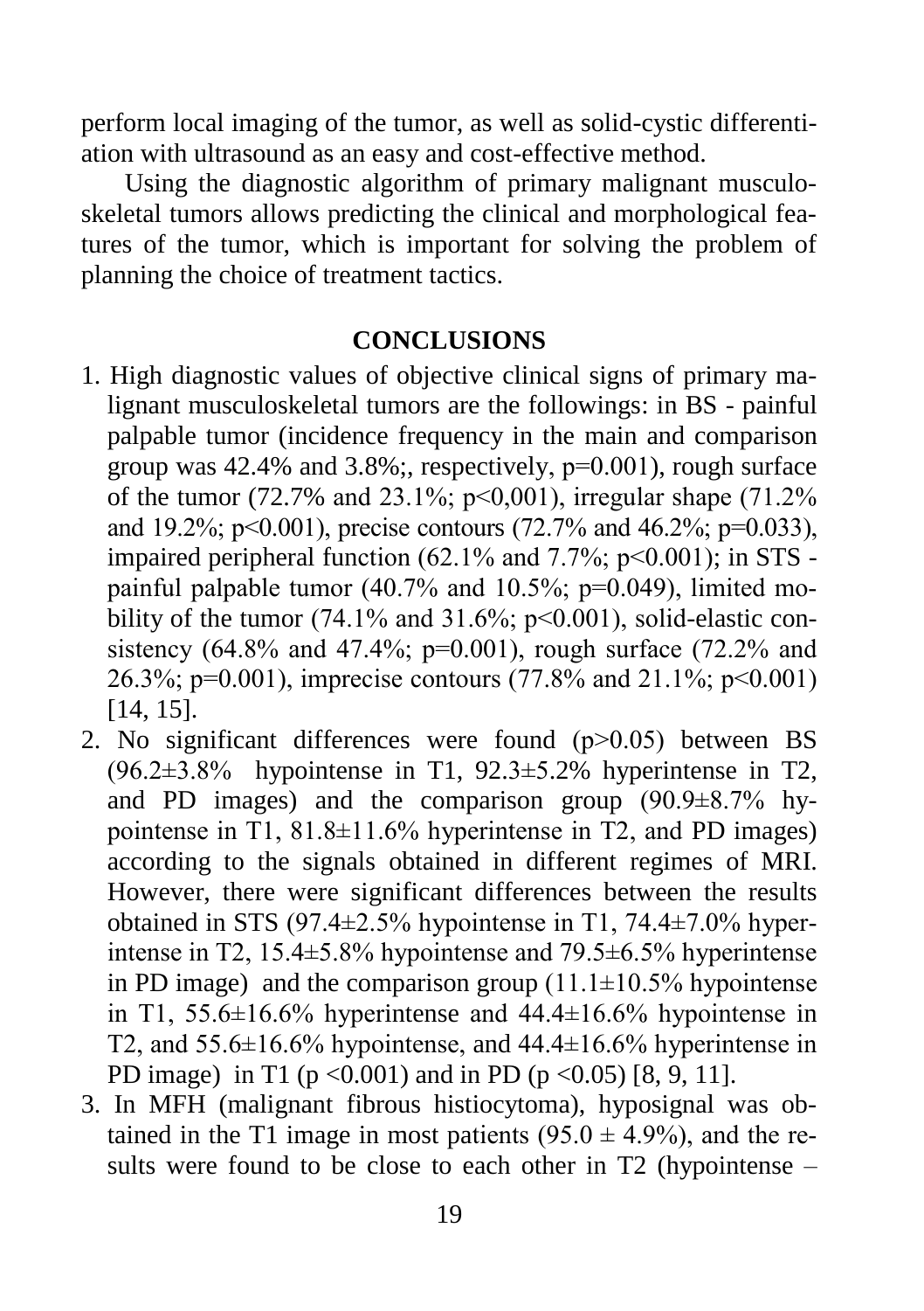perform local imaging of the tumor, as well as solid-cystic differentiation with ultrasound as an easy and cost-effective method.

Using the diagnostic algorithm of primary malignant musculoskeletal tumors allows predicting the clinical and morphological features of the tumor, which is important for solving the problem of planning the choice of treatment tactics.

## CONCLUSIONS

1. High diagnostic values of objective clinical signs of primary malignant musculoskeletal tumors are the followings: in BS - painful palpable tumor (incidence frequency in the main and comparison group was 42.4% and 3.8%;, respectively, p=0.001), rough surface of the tumor (72.7% and 23.1%; p<0,001), irregular shape (71.2% and 19.2%; p<0.001), precise contours (72.7% and 46.2%; p=0.033), impaired peripheral function (62.1% and 7.7%; p<0.001); in STS - painful palpable tumor (40.7% and 10.5%; p=0.049), limited mobility of the tumor (74.1% and 31.6%; p<0.001), solid-elastic consistency (64.8% and 47.4%; p=0.001), rough surface (72.2% and 26.3%; p=0.001), imprecise contours (77.8% and 21.1%; p<0.001) [14, 15].
2. No significant differences were found (p>0.05) between BS (96.2±3.8% hypointense in T1, 92.3±5.2% hyperintense in T2, and PD images) and the comparison group (90.9±8.7% hypointense in T1, 81.8±11.6% hyperintense in T2, and PD images) according to the signals obtained in different regimes of MRI. However, there were significant differences between the results obtained in STS (97.4±2.5% hypointense in T1, 74.4±7.0% hyperintense in T2, 15.4±5.8% hypointense and 79.5±6.5% hyperintense in PD image) and the comparison group (11.1±10.5% hypointense in T1, 55.6±16.6% hyperintense and 44.4±16.6% hypointense in T2, and 55.6±16.6% hypointense, and 44.4±16.6% hyperintense in PD image) in T1 (p <0.001) and in PD (p <0.05) [8, 9, 11].
3. In MFH (malignant fibrous histiocytoma), hyposignal was obtained in the T1 image in most patients (95.0 ± 4.9%), and the results were found to be close to each other in T2 (hypointense –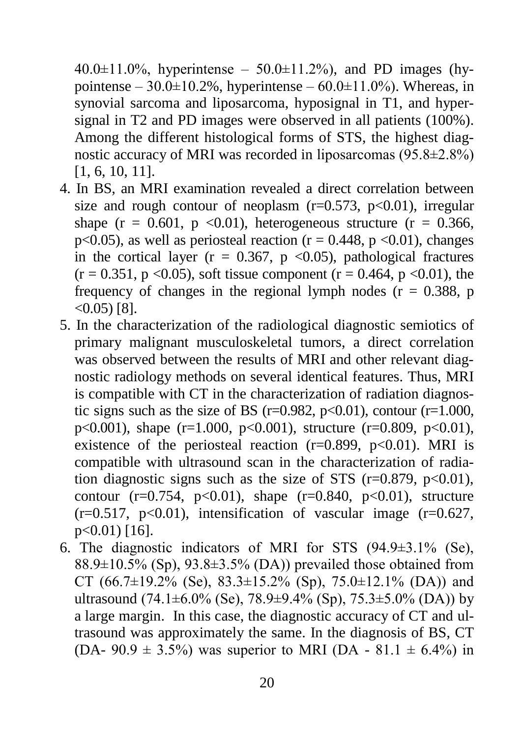40.0±11.0%, hyperintense – 50.0±11.2%), and PD images (hypointense – 30.0±10.2%, hyperintense – 60.0±11.0%). Whereas, in synovial sarcoma and liposarcoma, hyposignal in T1, and hypersignal in T2 and PD images were observed in all patients (100%). Among the different histological forms of STS, the highest diagnostic accuracy of MRI was recorded in liposarcomas (95.8±2.8%) [1, 6, 10, 11].

4. In BS, an MRI examination revealed a direct correlation between size and rough contour of neoplasm ($r=0.573$, $p<0.01$), irregular shape ($r = 0.601$, $p < 0.01$), heterogeneous structure ($r = 0.366$, $p<0.05$), as well as periosteal reaction ($r = 0.448$, $p < 0.01$), changes in the cortical layer ($r = 0.367$, $p < 0.05$), pathological fractures ($r = 0.351$, $p < 0.05$), soft tissue component ($r = 0.464$, $p < 0.01$), the frequency of changes in the regional lymph nodes ($r = 0.388$, $p < 0.05$) [8].
5. In the characterization of the radiological diagnostic semiotics of primary malignant musculoskeletal tumors, a direct correlation was observed between the results of MRI and other relevant diagnostic radiology methods on several identical features. Thus, MRI is compatible with CT in the characterization of radiation diagnostic signs such as the size of BS ($r=0.982$, $p<0.01$), contour ($r=1.000$, $p<0.001$), shape ($r=1.000$, $p<0.001$), structure ($r=0.809$, $p<0.01$), existence of the periosteal reaction ($r=0.899$, $p<0.01$). MRI is compatible with ultrasound scan in the characterization of radiation diagnostic signs such as the size of STS ($r=0.879$, $p<0.01$), contour ($r=0.754$, $p<0.01$), shape ($r=0.840$, $p<0.01$), structure ($r=0.517$, $p<0.01$), intensification of vascular image ($r=0.627$, $p<0.01$) [16].
6. The diagnostic indicators of MRI for STS (94.9±3.1% (Se), 88.9±10.5% (Sp), 93.8±3.5% (DA)) prevailed those obtained from CT (66.7±19.2% (Se), 83.3±15.2% (Sp), 75.0±12.1% (DA)) and ultrasound (74.1±6.0% (Se), 78.9±9.4% (Sp), 75.3±5.0% (DA)) by a large margin. In this case, the diagnostic accuracy of CT and ultrasound was approximately the same. In the diagnosis of BS, CT (DA- 90.9 ± 3.5%) was superior to MRI (DA - 81.1 ± 6.4%) in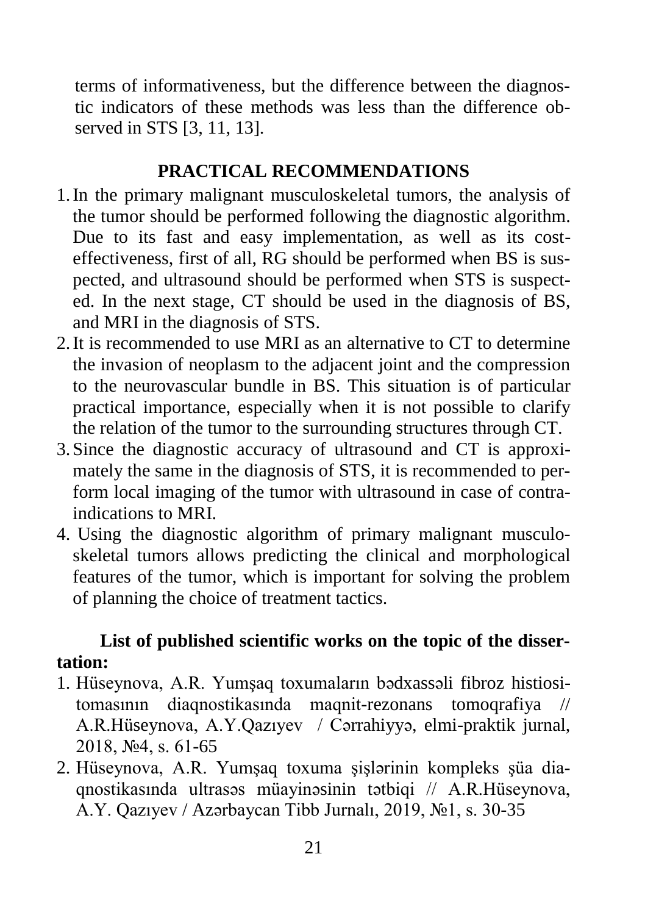terms of informativeness, but the difference between the diagnostic indicators of these methods was less than the difference observed in STS [3, 11, 13].

## PRACTICAL RECOMMENDATIONS

1. In the primary malignant musculoskeletal tumors, the analysis of the tumor should be performed following the diagnostic algorithm. Due to its fast and easy implementation, as well as its cost-effectiveness, first of all, RG should be performed when BS is suspected, and ultrasound should be performed when STS is suspected. In the next stage, CT should be used in the diagnosis of BS, and MRI in the diagnosis of STS.
2. It is recommended to use MRI as an alternative to CT to determine the invasion of neoplasm to the adjacent joint and the compression to the neurovascular bundle in BS. This situation is of particular practical importance, especially when it is not possible to clarify the relation of the tumor to the surrounding structures through CT.
3. Since the diagnostic accuracy of ultrasound and CT is approximately the same in the diagnosis of STS, it is recommended to perform local imaging of the tumor with ultrasound in case of contraindications to MRI.
4. Using the diagnostic algorithm of primary malignant musculoskeletal tumors allows predicting the clinical and morphological features of the tumor, which is important for solving the problem of planning the choice of treatment tactics.

**List of published scientific works on the topic of the dissertation:**

1. Hüseynova, A.R. Yumşaq toxumaların bədxassəli fibroz histiositomasının diaqnostikasında maqnit-rezonans tomoqrafiya // A.R.Hüseynova, A.Y.Qazıyev / Cərrahiyyə, elmi-praktik jurnal, 2018, №4, s. 61-65
2. Hüseynova, A.R. Yumşaq toxuma şişlərinin kompleks şüa diaqnostikasında ultrasəs müayinəsinin tətbiqi // A.R.Hüseynova, A.Y. Qazıyev / Azərbaycan Tibb Jurnalı, 2019, №1, s. 30-35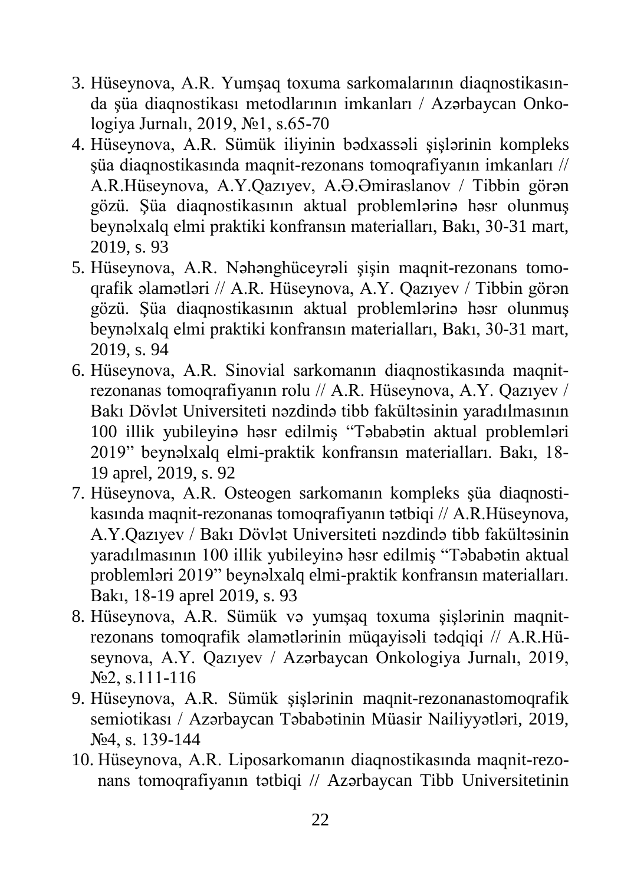3. Hüseynova, A.R. Yumşaq toxuma sarkomalarının diaqnostikasında şüa diaqnostikası metodlarının imkanları / Azərbaycan Onkologiya Jurnalı, 2019, №1, s.65-70
4. Hüseynova, A.R. Sümük iliyinin bədxassəli şişlərinin kompleks şüa diaqnostikasında maqnit-rezonans tomoqrafiyanın imkanları // A.R.Hüseynova, A.Y.Qazıyev, A.Ə.Əmiraslanov / Tibbin görən gözü. Şüa diaqnostikasının aktual problemlərinə həsr olunmuş beynəlxalq elmi praktiki konfransın materialları, Bakı, 30-31 mart, 2019, s. 93
5. Hüseynova, A.R. Nəhənghüceyrəli şişin maqnit-rezonans tomoqrafik əlamətləri // A.R. Hüseynova, A.Y. Qazıyev / Tibbin görən gözü. Şüa diaqnostikasının aktual problemlərinə həsr olunmuş beynəlxalq elmi praktiki konfransın materialları, Bakı, 30-31 mart, 2019, s. 94
6. Hüseynova, A.R. Sinovial sarkomanın diaqnostikasında maqnit-rezonanas tomoqrafiyanın rolu // A.R. Hüseynova, A.Y. Qazıyev / Bakı Dövlət Universiteti nəzdində tibb fakültəsinin yaradılmasının 100 illik yubileyinə həsr edilmiş "Təbabətin aktual problemləri 2019" beynəlxalq elmi-praktik konfransın materialları. Bakı, 18-19 aprel, 2019, s. 92
7. Hüseynova, A.R. Osteogen sarkomanın kompleks şüa diaqnostikasında maqnit-rezonanas tomoqrafiyanın tətbiqi // A.R.Hüseynova, A.Y.Qazıyev / Bakı Dövlət Universiteti nəzdində tibb fakültəsinin yaradılmasının 100 illik yubileyinə həsr edilmiş "Təbabətin aktual problemləri 2019" beynəlxalq elmi-praktik konfransın materialları. Bakı, 18-19 aprel 2019, s. 93
8. Hüseynova, A.R. Sümük və yumşaq toxuma şişlərinin maqnit-rezonans tomoqrafik əlamətlərinin müqayisəli tədqiqi // A.R.Hüseynova, A.Y. Qazıyev / Azərbaycan Onkologiya Jurnalı, 2019, №2, s.111-116
9. Hüseynova, A.R. Sümük şişlərinin maqnit-rezonanastomoqrafik semiotikası / Azərbaycan Təbabətinin Müasir Nailiyyətləri, 2019, №4, s. 139-144
10. Hüseynova, A.R. Liposarkomanın diaqnostikasında maqnit-rezonans tomoqrafiyanın tətbiqi // Azərbaycan Tibb Universitetinin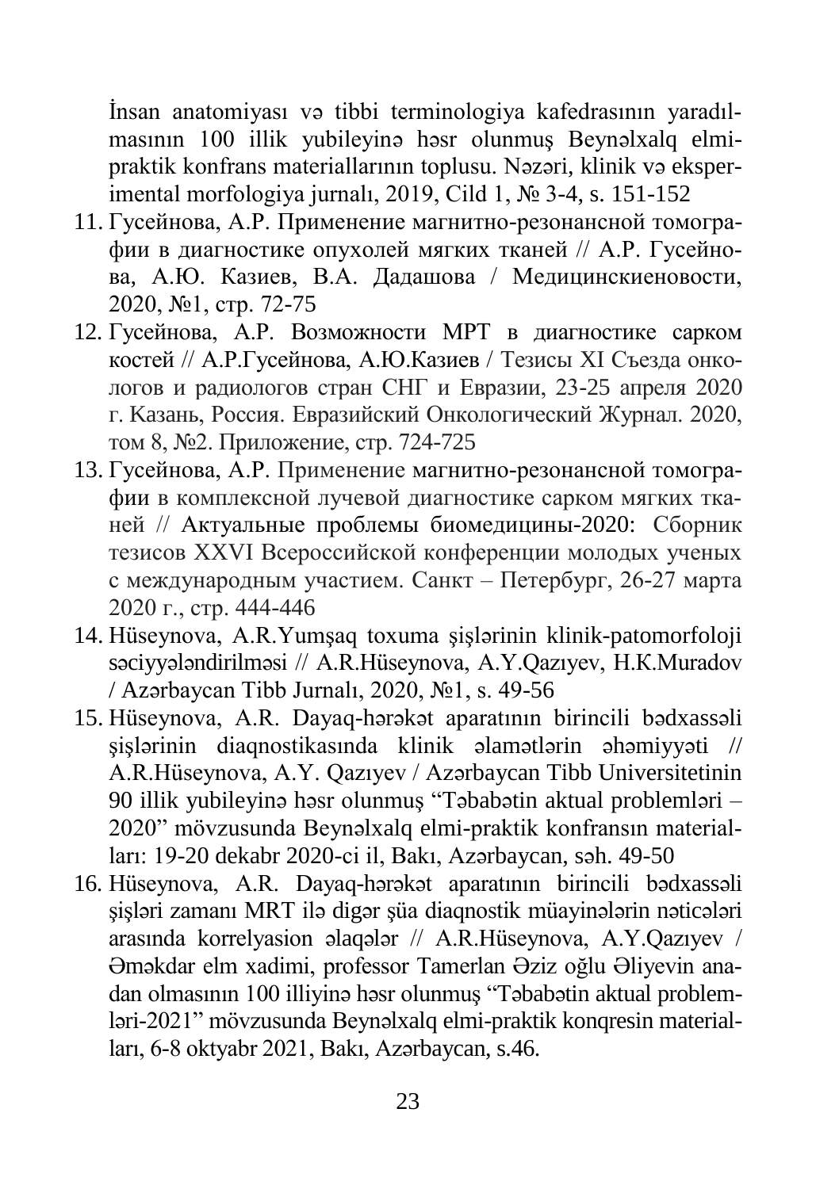İnsan anatomiyası və tibbi terminologiya kafedrasının yaradılmasının 100 illik yubileyinə həsr olunmuş Beynəlxalq elmi-praktik konfrans materiallarının toplusu. Nəzəri, klinik və eksperimental morfologiya jurnalı, 2019, Cild 1, № 3-4, s. 151-152

11. Гусейнова, А.Р. Применение магнитно-резонансной томографии в диагностике опухолей мягких тканей // А.Р. Гусейнова, А.Ю. Казиев, В.А. Дадашова / Медицинскиеновости, 2020, №1, стр. 72-75
12. Гусейнова, А.Р. Возможности МРТ в диагностике сарком костей // А.Р.Гусейнова, А.Ю.Казиев / Тезисы XI Съезда онкологов и радиологов стран СНГ и Евразии, 23-25 апреля 2020 г. Казань, Россия. Евразийский Онкологический Журнал. 2020, том 8, №2. Приложение, стр. 724-725
13. Гусейнова, А.Р. Применение магнитно-резонансной томографии в комплексной лучевой диагностике сарком мягких тканей // Актуальные проблемы биомедицины-2020: Сборник тезисов XXVI Всероссийской конференции молодых ученых с международным участием. Санкт – Петербург, 26-27 марта 2020 г., стр. 444-446
14. Hüseynova, A.R.Yumşaq toxuma şişlərinin klinik-patomorfoloji səciyyələndirilməsi // A.R.Hüseynova, A.Y.Qazıyev, H.K.Muradov / Azərbaycan Tibb Jurnalı, 2020, №1, s. 49-56
15. Hüseynova, A.R. Dayaq-hərəkət aparatının birincili bədxassəli şişlərinin diaqnostikasında klinik əlamətlərin əhəmiyyəti // A.R.Hüseynova, A.Y. Qazıyev / Azərbaycan Tibb Universitetinin 90 illik yubileyinə həsr olunmuş "Təbabətin aktual problemləri – 2020" mövzusunda Beynəlxalq elmi-praktik konfransın materialları: 19-20 dekabr 2020-ci il, Bakı, Azərbaycan, səh. 49-50
16. Hüseynova, A.R. Dayaq-hərəkət aparatının birincili bədxassəli şişləri zamanı MRT ilə digər şüa diaqnostik müayinələrin nəticələri arasında korrelyasion əlaqələr // A.R.Hüseynova, A.Y.Qazıyev / Əməkdar elm xadimi, professor Tamerlan Əziz oğlu Əliyevin anadan olmasının 100 illiyinə həsr olunmuş "Təbabətin aktual problemləri-2021" mövzusunda Beynəlxalq elmi-praktik konqresin materialları, 6-8 oktyabr 2021, Bakı, Azərbaycan, s.46.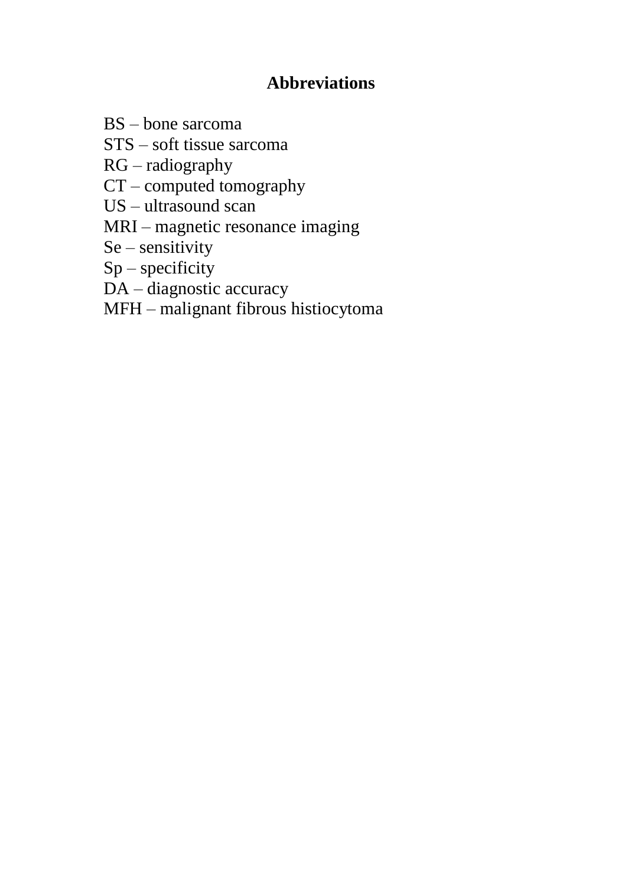## Abbreviations

BS – bone sarcoma
STS – soft tissue sarcoma
RG – radiography
CT – computed tomography
US – ultrasound scan
MRI – magnetic resonance imaging
Se – sensitivity
Sp – specificity
DA – diagnostic accuracy
MFH – malignant fibrous histiocytoma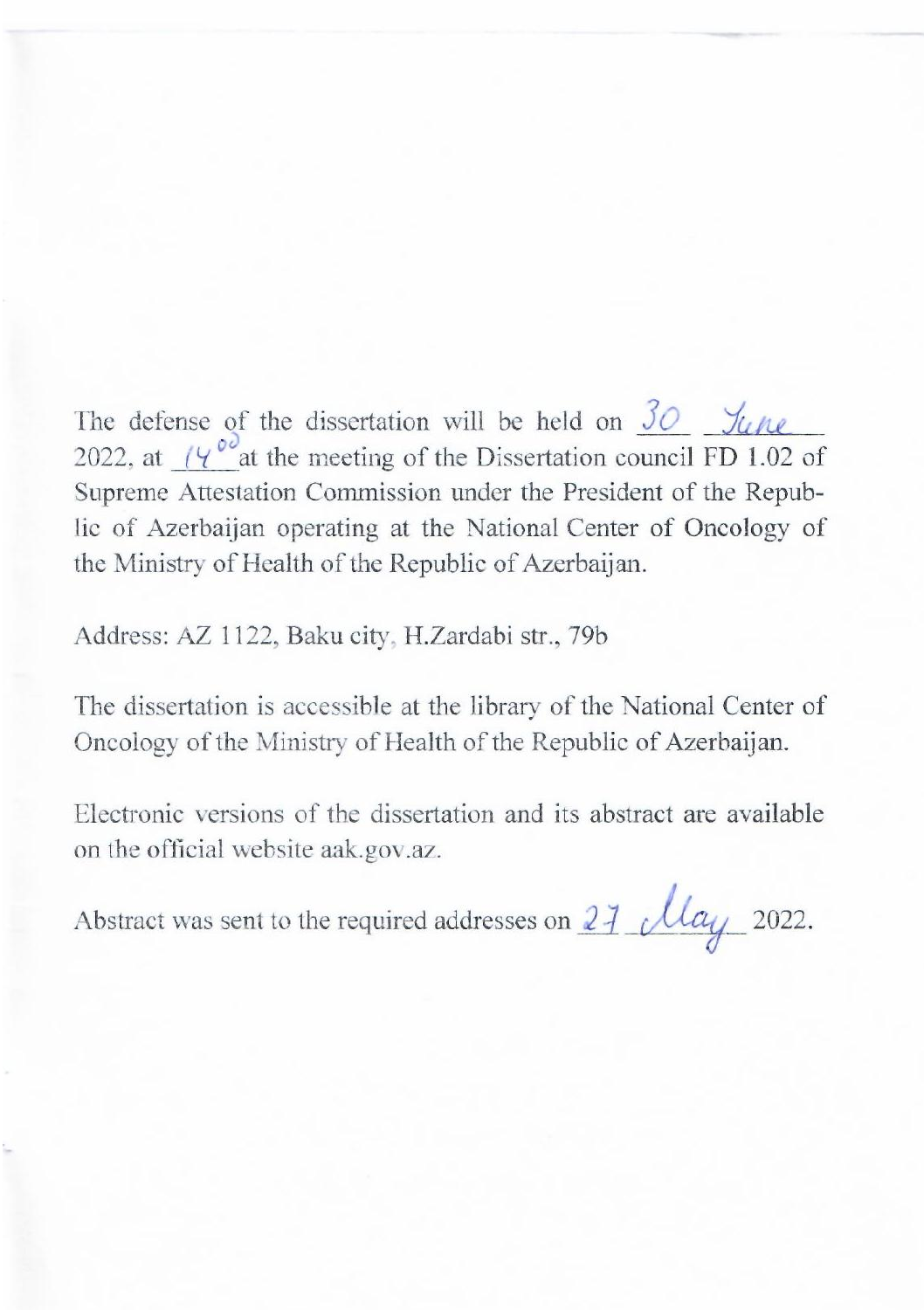The defense of the dissertation will be held on 30 June 2022, at 14[00] at the meeting of the Dissertation council FD 1.02 of Supreme Attestation Commission under the President of the Republic of Azerbaijan operating at the National Center of Oncology of the Ministry of Health of the Republic of Azerbaijan.

Address: AZ 1122, Baku city, H.Zardabi str., 79b

The dissertation is accessible at the library of the National Center of Oncology of the Ministry of Health of the Republic of Azerbaijan.

Electronic versions of the dissertation and its abstract are available on the official website aak.gov.az.

Abstract was sent to the required addresses on 27 May 2022.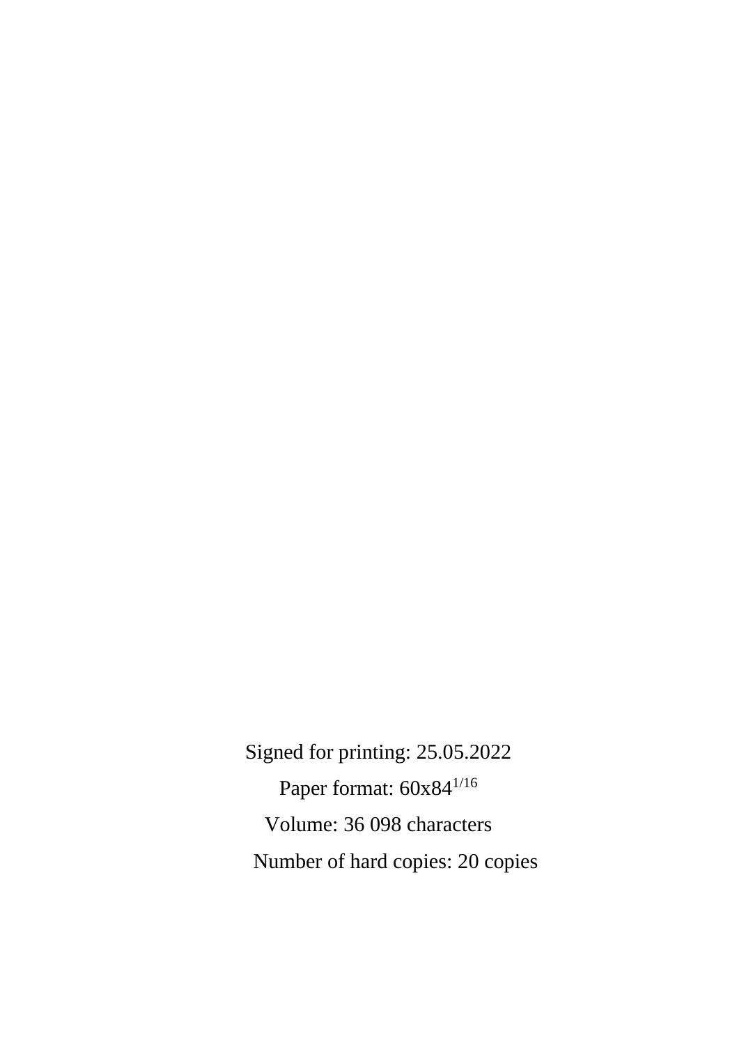Signed for printing: 25.05.2022

Paper format: 60x84[1/16]

Volume: 36 098 characters

Number of hard copies: 20 copies